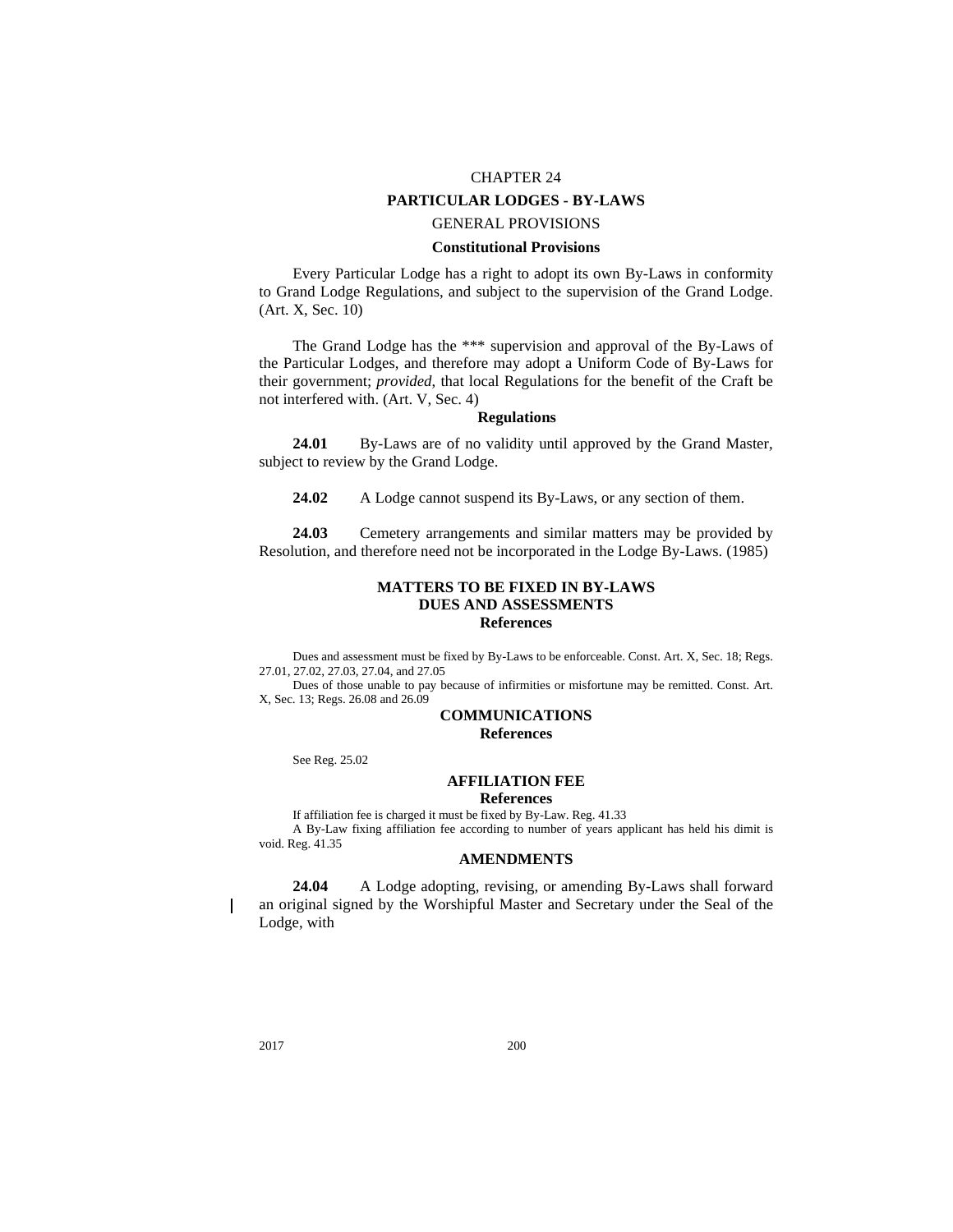# CHAPTER 24

## PARTICULAR LODGES - BY-LAWS

### GENERAL PROVISIONS

#### Constitutional Provisions

Every Particular Lodge has a right to adopt its own By-Laws in conformity to Grand Lodge Regulations, and subject to the supervision of the Grand Lodge. (Art. X, Sec. 10)

The Grand Lodge has the *** supervision and approval of the By-Laws of the Particular Lodges, and therefore may adopt a Uniform Code of By-Laws for their government; *provided*, that local Regulations for the benefit of the Craft be not interfered with. (Art. V, Sec. 4)

#### Regulations

**24.01** By-Laws are of no validity until approved by the Grand Master, subject to review by the Grand Lodge.

**24.02** A Lodge cannot suspend its By-Laws, or any section of them.

**24.03** Cemetery arrangements and similar matters may be provided by Resolution, and therefore need not be incorporated in the Lodge By-Laws. (1985)

### MATTERS TO BE FIXED IN BY-LAWS

### DUES AND ASSESSMENTS

#### References

Dues and assessment must be fixed by By-Laws to be enforceable. Const. Art. X, Sec. 18; Regs. 27.01, 27.02, 27.03, 27.04, and 27.05

Dues of those unable to pay because of infirmities or misfortune may be remitted. Const. Art. X, Sec. 13; Regs. 26.08 and 26.09

### COMMUNICATIONS

#### References

See Reg. 25.02

### AFFILIATION FEE

#### References

If affiliation fee is charged it must be fixed by By-Law. Reg. 41.33

A By-Law fixing affiliation fee according to number of years applicant has held his dimit is void. Reg. 41.35

### AMENDMENTS

**24.04** A Lodge adopting, revising, or amending By-Laws shall forward an original signed by the Worshipful Master and Secretary under the Seal of the Lodge, with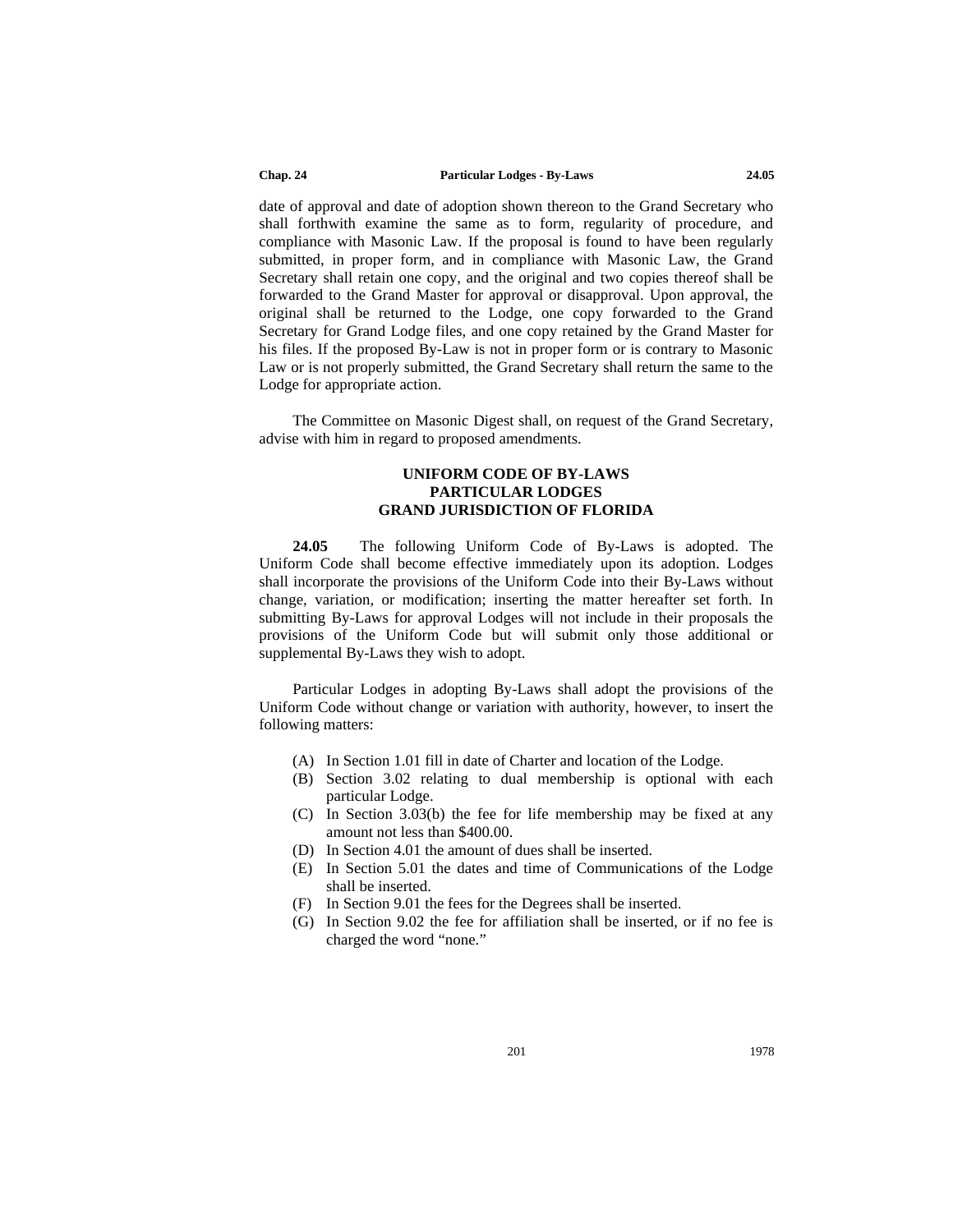date of approval and date of adoption shown thereon to the Grand Secretary who shall forthwith examine the same as to form, regularity of procedure, and compliance with Masonic Law. If the proposal is found to have been regularly submitted, in proper form, and in compliance with Masonic Law, the Grand Secretary shall retain one copy, and the original and two copies thereof shall be forwarded to the Grand Master for approval or disapproval. Upon approval, the original shall be returned to the Lodge, one copy forwarded to the Grand Secretary for Grand Lodge files, and one copy retained by the Grand Master for his files. If the proposed By-Law is not in proper form or is contrary to Masonic Law or is not properly submitted, the Grand Secretary shall return the same to the Lodge for appropriate action.

The Committee on Masonic Digest shall, on request of the Grand Secretary, advise with him in regard to proposed amendments.

## UNIFORM CODE OF BY-LAWS
## PARTICULAR LODGES
## GRAND JURISDICTION OF FLORIDA

**24.05** The following Uniform Code of By-Laws is adopted. The Uniform Code shall become effective immediately upon its adoption. Lodges shall incorporate the provisions of the Uniform Code into their By-Laws without change, variation, or modification; inserting the matter hereafter set forth. In submitting By-Laws for approval Lodges will not include in their proposals the provisions of the Uniform Code but will submit only those additional or supplemental By-Laws they wish to adopt.

Particular Lodges in adopting By-Laws shall adopt the provisions of the Uniform Code without change or variation with authority, however, to insert the following matters:

(A) In Section 1.01 fill in date of Charter and location of the Lodge.
(B) Section 3.02 relating to dual membership is optional with each particular Lodge.
(C) In Section 3.03(b) the fee for life membership may be fixed at any amount not less than $400.00.
(D) In Section 4.01 the amount of dues shall be inserted.
(E) In Section 5.01 the dates and time of Communications of the Lodge shall be inserted.
(F) In Section 9.01 the fees for the Degrees shall be inserted.
(G) In Section 9.02 the fee for affiliation shall be inserted, or if no fee is charged the word "none."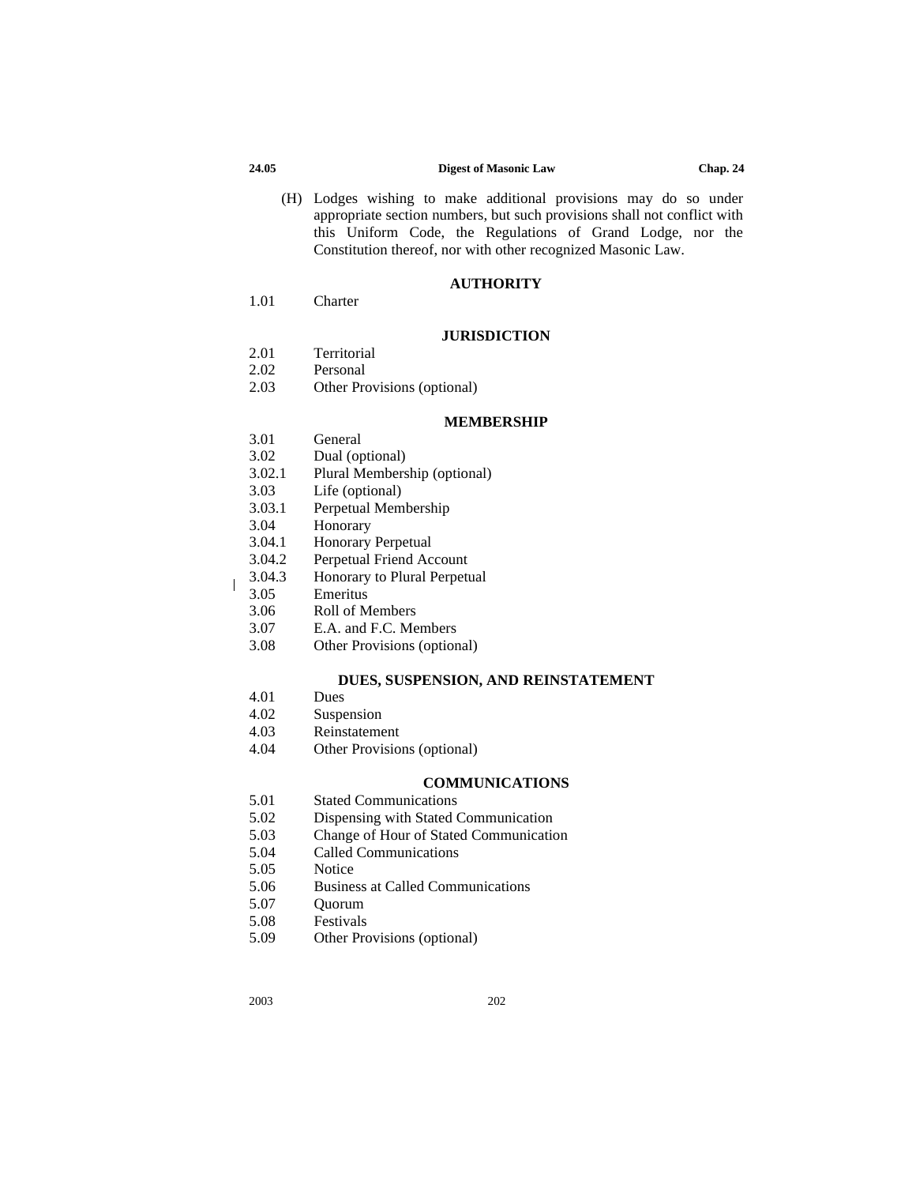(H) Lodges wishing to make additional provisions may do so under appropriate section numbers, but such provisions shall not conflict with this Uniform Code, the Regulations of Grand Lodge, nor the Constitution thereof, nor with other recognized Masonic Law.

### AUTHORITY

1.01 Charter

### JURISDICTION

2.01 Territorial
2.02 Personal
2.03 Other Provisions (optional)

### MEMBERSHIP

3.01 General
3.02 Dual (optional)
3.02.1 Plural Membership (optional)
3.03 Life (optional)
3.03.1 Perpetual Membership
3.04 Honorary
3.04.1 Honorary Perpetual
3.04.2 Perpetual Friend Account
3.04.3 Honorary to Plural Perpetual
3.05 Emeritus
3.06 Roll of Members
3.07 E.A. and F.C. Members
3.08 Other Provisions (optional)

### DUES, SUSPENSION, AND REINSTATEMENT

4.01 Dues
4.02 Suspension
4.03 Reinstatement
4.04 Other Provisions (optional)

### COMMUNICATIONS

5.01 Stated Communications
5.02 Dispensing with Stated Communication
5.03 Change of Hour of Stated Communication
5.04 Called Communications
5.05 Notice
5.06 Business at Called Communications
5.07 Quorum
5.08 Festivals
5.09 Other Provisions (optional)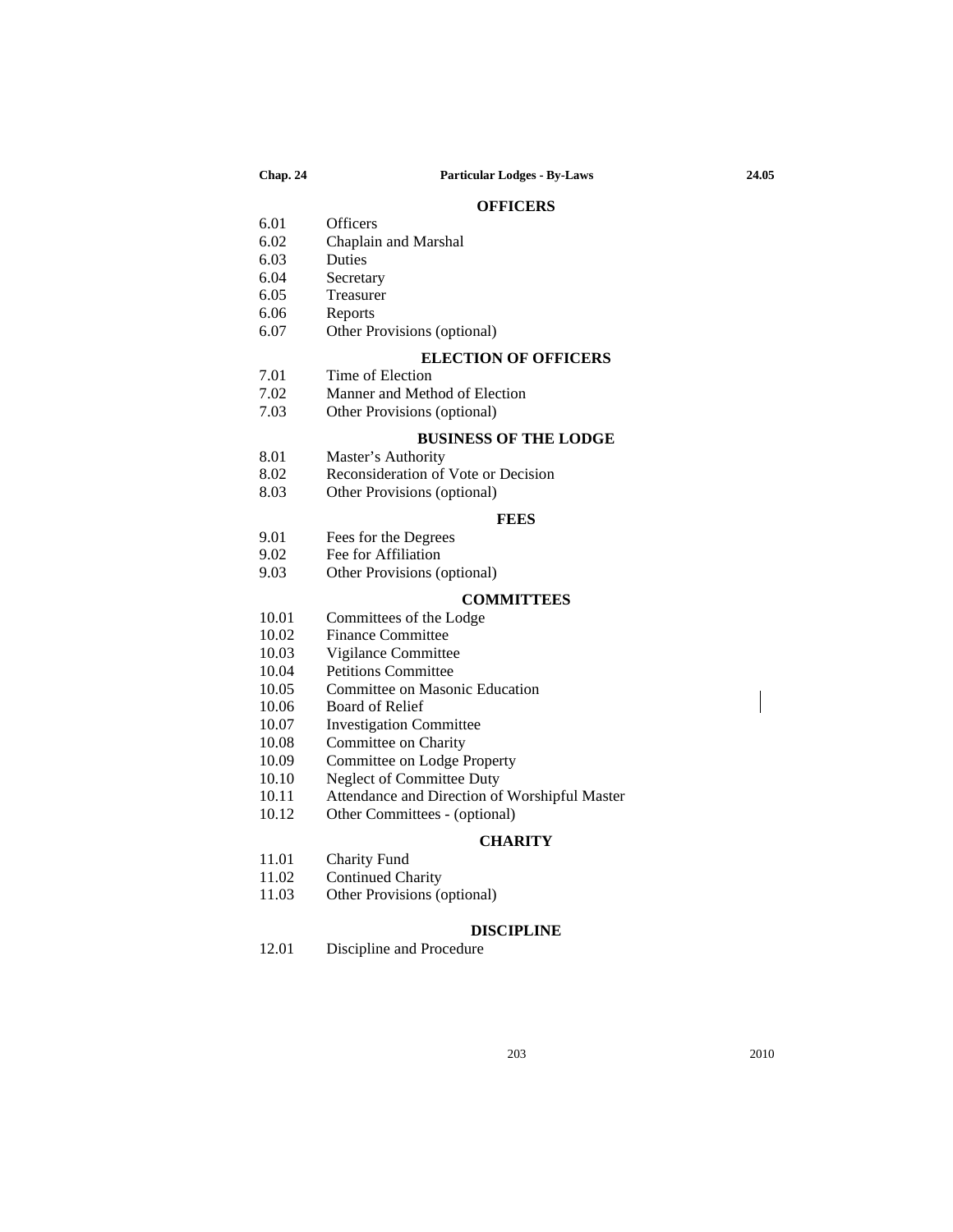## OFFICERS

| | |
|---|---|
| 6.01 | Officers |
| 6.02 | Chaplain and Marshal |
| 6.03 | Duties |
| 6.04 | Secretary |
| 6.05 | Treasurer |
| 6.06 | Reports |
| 6.07 | Other Provisions (optional) |

## ELECTION OF OFFICERS

| | |
|---|---|
| 7.01 | Time of Election |
| 7.02 | Manner and Method of Election |
| 7.03 | Other Provisions (optional) |

## BUSINESS OF THE LODGE

| | |
|---|---|
| 8.01 | Master's Authority |
| 8.02 | Reconsideration of Vote or Decision |
| 8.03 | Other Provisions (optional) |

## FEES

| | |
|---|---|
| 9.01 | Fees for the Degrees |
| 9.02 | Fee for Affiliation |
| 9.03 | Other Provisions (optional) |

## COMMITTEES

| | |
|---|---|
| 10.01 | Committees of the Lodge |
| 10.02 | Finance Committee |
| 10.03 | Vigilance Committee |
| 10.04 | Petitions Committee |
| 10.05 | Committee on Masonic Education |
| 10.06 | Board of Relief |
| 10.07 | Investigation Committee |
| 10.08 | Committee on Charity |
| 10.09 | Committee on Lodge Property |
| 10.10 | Neglect of Committee Duty |
| 10.11 | Attendance and Direction of Worshipful Master |
| 10.12 | Other Committees - (optional) |

## CHARITY

| | |
|---|---|
| 11.01 | Charity Fund |
| 11.02 | Continued Charity |
| 11.03 | Other Provisions (optional) |

## DISCIPLINE

| | |
|---|---|
| 12.01 | Discipline and Procedure |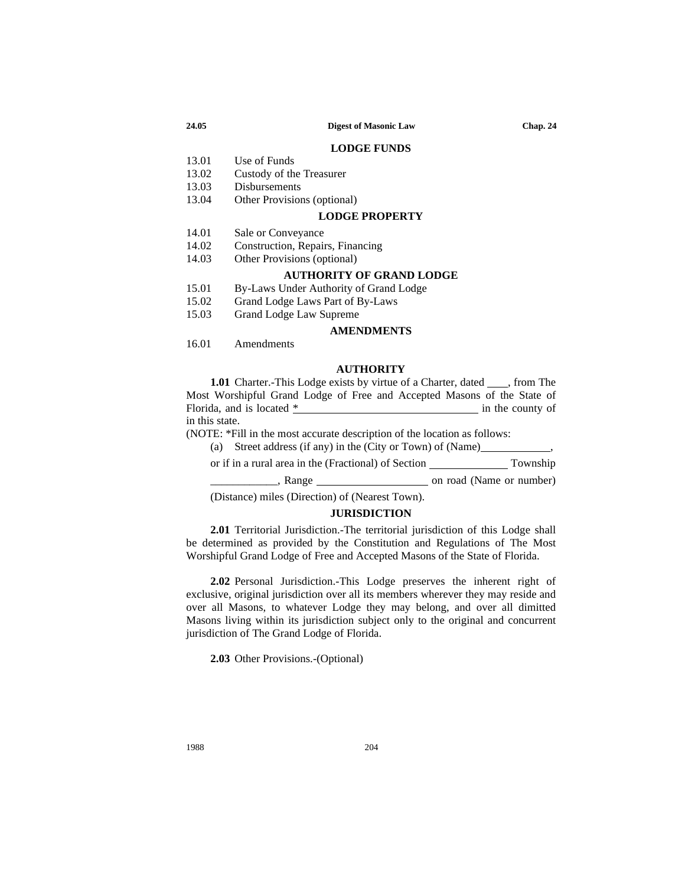**LODGE FUNDS**

13.01 Use of Funds
13.02 Custody of the Treasurer
13.03 Disbursements
13.04 Other Provisions (optional)

**LODGE PROPERTY**

14.01 Sale or Conveyance
14.02 Construction, Repairs, Financing
14.03 Other Provisions (optional)

**AUTHORITY OF GRAND LODGE**

15.01 By-Laws Under Authority of Grand Lodge
15.02 Grand Lodge Laws Part of By-Laws
15.03 Grand Lodge Law Supreme

**AMENDMENTS**

16.01 Amendments

**AUTHORITY**

**1.01** Charter.-This Lodge exists by virtue of a Charter, dated ____, from The Most Worshipful Grand Lodge of Free and Accepted Masons of the State of Florida, and is located *________________________________ in the county of in this state.

(NOTE: *Fill in the most accurate description of the location as follows:

(a) Street address (if any) in the (City or Town) of (Name)____________,

or if in a rural area in the (Fractional) of Section ______________ Township ____________, Range ____________________ on road (Name or number) (Distance) miles (Direction) of (Nearest Town).

**JURISDICTION**

**2.01** Territorial Jurisdiction.-The territorial jurisdiction of this Lodge shall be determined as provided by the Constitution and Regulations of The Most Worshipful Grand Lodge of Free and Accepted Masons of the State of Florida.

**2.02** Personal Jurisdiction.-This Lodge preserves the inherent right of exclusive, original jurisdiction over all its members wherever they may reside and over all Masons, to whatever Lodge they may belong, and over all dimitted Masons living within its jurisdiction subject only to the original and concurrent jurisdiction of The Grand Lodge of Florida.

**2.03** Other Provisions.-(Optional)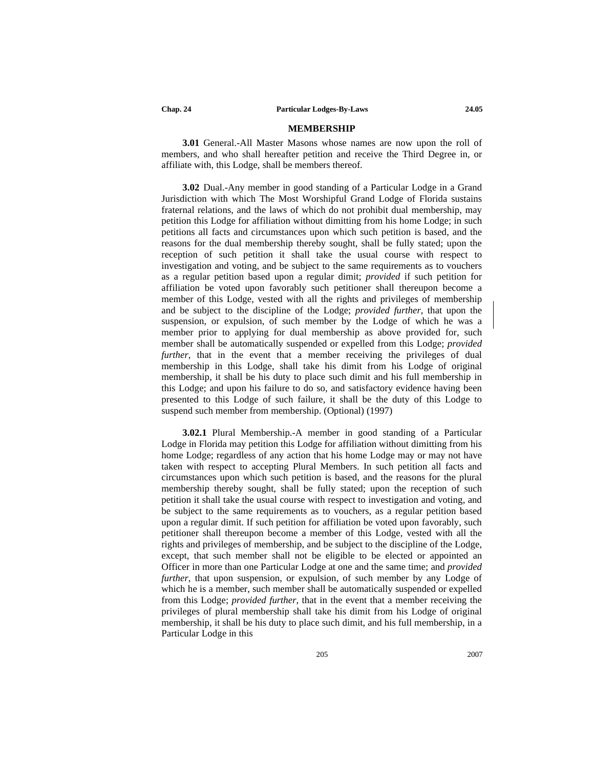## MEMBERSHIP

**3.01** General.-All Master Masons whose names are now upon the roll of members, and who shall hereafter petition and receive the Third Degree in, or affiliate with, this Lodge, shall be members thereof.

**3.02** Dual.-Any member in good standing of a Particular Lodge in a Grand Jurisdiction with which The Most Worshipful Grand Lodge of Florida sustains fraternal relations, and the laws of which do not prohibit dual membership, may petition this Lodge for affiliation without dimitting from his home Lodge; in such petitions all facts and circumstances upon which such petition is based, and the reasons for the dual membership thereby sought, shall be fully stated; upon the reception of such petition it shall take the usual course with respect to investigation and voting, and be subject to the same requirements as to vouchers as a regular petition based upon a regular dimit; *provided* if such petition for affiliation be voted upon favorably such petitioner shall thereupon become a member of this Lodge, vested with all the rights and privileges of membership and be subject to the discipline of the Lodge; *provided further*, that upon the suspension, or expulsion, of such member by the Lodge of which he was a member prior to applying for dual membership as above provided for, such member shall be automatically suspended or expelled from this Lodge; *provided further*, that in the event that a member receiving the privileges of dual membership in this Lodge, shall take his dimit from his Lodge of original membership, it shall be his duty to place such dimit and his full membership in this Lodge; and upon his failure to do so, and satisfactory evidence having been presented to this Lodge of such failure, it shall be the duty of this Lodge to suspend such member from membership. (Optional) (1997)

**3.02.1** Plural Membership.-A member in good standing of a Particular Lodge in Florida may petition this Lodge for affiliation without dimitting from his home Lodge; regardless of any action that his home Lodge may or may not have taken with respect to accepting Plural Members. In such petition all facts and circumstances upon which such petition is based, and the reasons for the plural membership thereby sought, shall be fully stated; upon the reception of such petition it shall take the usual course with respect to investigation and voting, and be subject to the same requirements as to vouchers, as a regular petition based upon a regular dimit. If such petition for affiliation be voted upon favorably, such petitioner shall thereupon become a member of this Lodge, vested with all the rights and privileges of membership, and be subject to the discipline of the Lodge, except, that such member shall not be eligible to be elected or appointed an Officer in more than one Particular Lodge at one and the same time; and *provided further*, that upon suspension, or expulsion, of such member by any Lodge of which he is a member, such member shall be automatically suspended or expelled from this Lodge; *provided further*, that in the event that a member receiving the privileges of plural membership shall take his dimit from his Lodge of original membership, it shall be his duty to place such dimit, and his full membership, in a Particular Lodge in this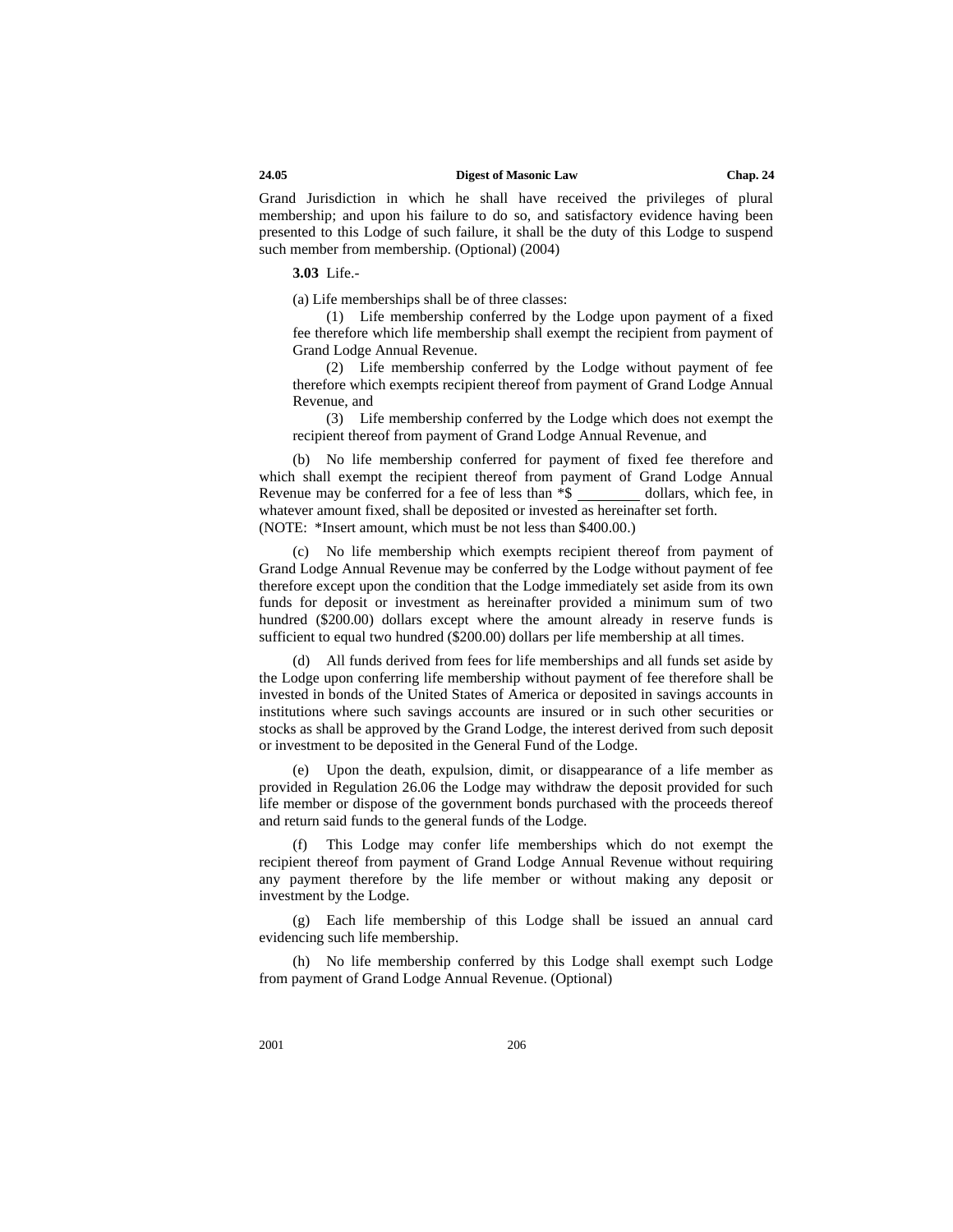Grand Jurisdiction in which he shall have received the privileges of plural membership; and upon his failure to do so, and satisfactory evidence having been presented to this Lodge of such failure, it shall be the duty of this Lodge to suspend such member from membership. (Optional) (2004)

**3.03** Life.-

(a) Life memberships shall be of three classes:

(1) Life membership conferred by the Lodge upon payment of a fixed fee therefore which life membership shall exempt the recipient from payment of Grand Lodge Annual Revenue.

(2) Life membership conferred by the Lodge without payment of fee therefore which exempts recipient thereof from payment of Grand Lodge Annual Revenue, and

(3) Life membership conferred by the Lodge which does not exempt the recipient thereof from payment of Grand Lodge Annual Revenue, and

(b) No life membership conferred for payment of fixed fee therefore and which shall exempt the recipient thereof from payment of Grand Lodge Annual Revenue may be conferred for a fee of less than *$ ________ dollars, which fee, in whatever amount fixed, shall be deposited or invested as hereinafter set forth.
(NOTE: *Insert amount, which must be not less than $400.00.)

(c) No life membership which exempts recipient thereof from payment of Grand Lodge Annual Revenue may be conferred by the Lodge without payment of fee therefore except upon the condition that the Lodge immediately set aside from its own funds for deposit or investment as hereinafter provided a minimum sum of two hundred ($200.00) dollars except where the amount already in reserve funds is sufficient to equal two hundred ($200.00) dollars per life membership at all times.

(d) All funds derived from fees for life memberships and all funds set aside by the Lodge upon conferring life membership without payment of fee therefore shall be invested in bonds of the United States of America or deposited in savings accounts in institutions where such savings accounts are insured or in such other securities or stocks as shall be approved by the Grand Lodge, the interest derived from such deposit or investment to be deposited in the General Fund of the Lodge.

(e) Upon the death, expulsion, dimit, or disappearance of a life member as provided in Regulation 26.06 the Lodge may withdraw the deposit provided for such life member or dispose of the government bonds purchased with the proceeds thereof and return said funds to the general funds of the Lodge.

(f) This Lodge may confer life memberships which do not exempt the recipient thereof from payment of Grand Lodge Annual Revenue without requiring any payment therefore by the life member or without making any deposit or investment by the Lodge.

(g) Each life membership of this Lodge shall be issued an annual card evidencing such life membership.

(h) No life membership conferred by this Lodge shall exempt such Lodge from payment of Grand Lodge Annual Revenue. (Optional)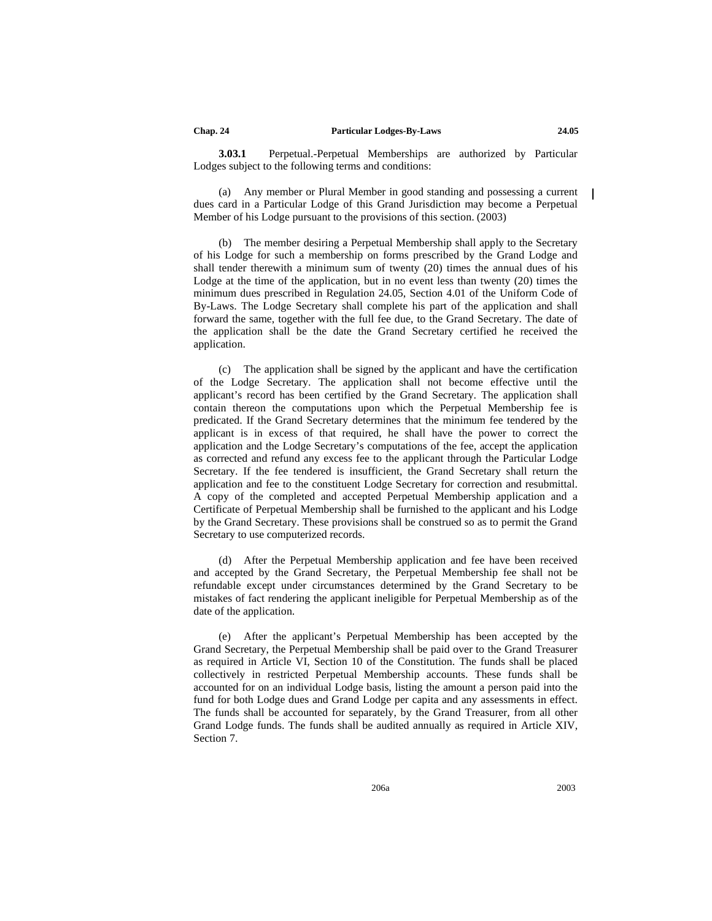**3.03.1** Perpetual.-Perpetual Memberships are authorized by Particular Lodges subject to the following terms and conditions:

(a) Any member or Plural Member in good standing and possessing a current dues card in a Particular Lodge of this Grand Jurisdiction may become a Perpetual Member of his Lodge pursuant to the provisions of this section. (2003)

(b) The member desiring a Perpetual Membership shall apply to the Secretary of his Lodge for such a membership on forms prescribed by the Grand Lodge and shall tender therewith a minimum sum of twenty (20) times the annual dues of his Lodge at the time of the application, but in no event less than twenty (20) times the minimum dues prescribed in Regulation 24.05, Section 4.01 of the Uniform Code of By-Laws. The Lodge Secretary shall complete his part of the application and shall forward the same, together with the full fee due, to the Grand Secretary. The date of the application shall be the date the Grand Secretary certified he received the application.

(c) The application shall be signed by the applicant and have the certification of the Lodge Secretary. The application shall not become effective until the applicant's record has been certified by the Grand Secretary. The application shall contain thereon the computations upon which the Perpetual Membership fee is predicated. If the Grand Secretary determines that the minimum fee tendered by the applicant is in excess of that required, he shall have the power to correct the application and the Lodge Secretary's computations of the fee, accept the application as corrected and refund any excess fee to the applicant through the Particular Lodge Secretary. If the fee tendered is insufficient, the Grand Secretary shall return the application and fee to the constituent Lodge Secretary for correction and resubmittal. A copy of the completed and accepted Perpetual Membership application and a Certificate of Perpetual Membership shall be furnished to the applicant and his Lodge by the Grand Secretary. These provisions shall be construed so as to permit the Grand Secretary to use computerized records.

(d) After the Perpetual Membership application and fee have been received and accepted by the Grand Secretary, the Perpetual Membership fee shall not be refundable except under circumstances determined by the Grand Secretary to be mistakes of fact rendering the applicant ineligible for Perpetual Membership as of the date of the application.

(e) After the applicant's Perpetual Membership has been accepted by the Grand Secretary, the Perpetual Membership shall be paid over to the Grand Treasurer as required in Article VI, Section 10 of the Constitution. The funds shall be placed collectively in restricted Perpetual Membership accounts. These funds shall be accounted for on an individual Lodge basis, listing the amount a person paid into the fund for both Lodge dues and Grand Lodge per capita and any assessments in effect. The funds shall be accounted for separately, by the Grand Treasurer, from all other Grand Lodge funds. The funds shall be audited annually as required in Article XIV, Section 7.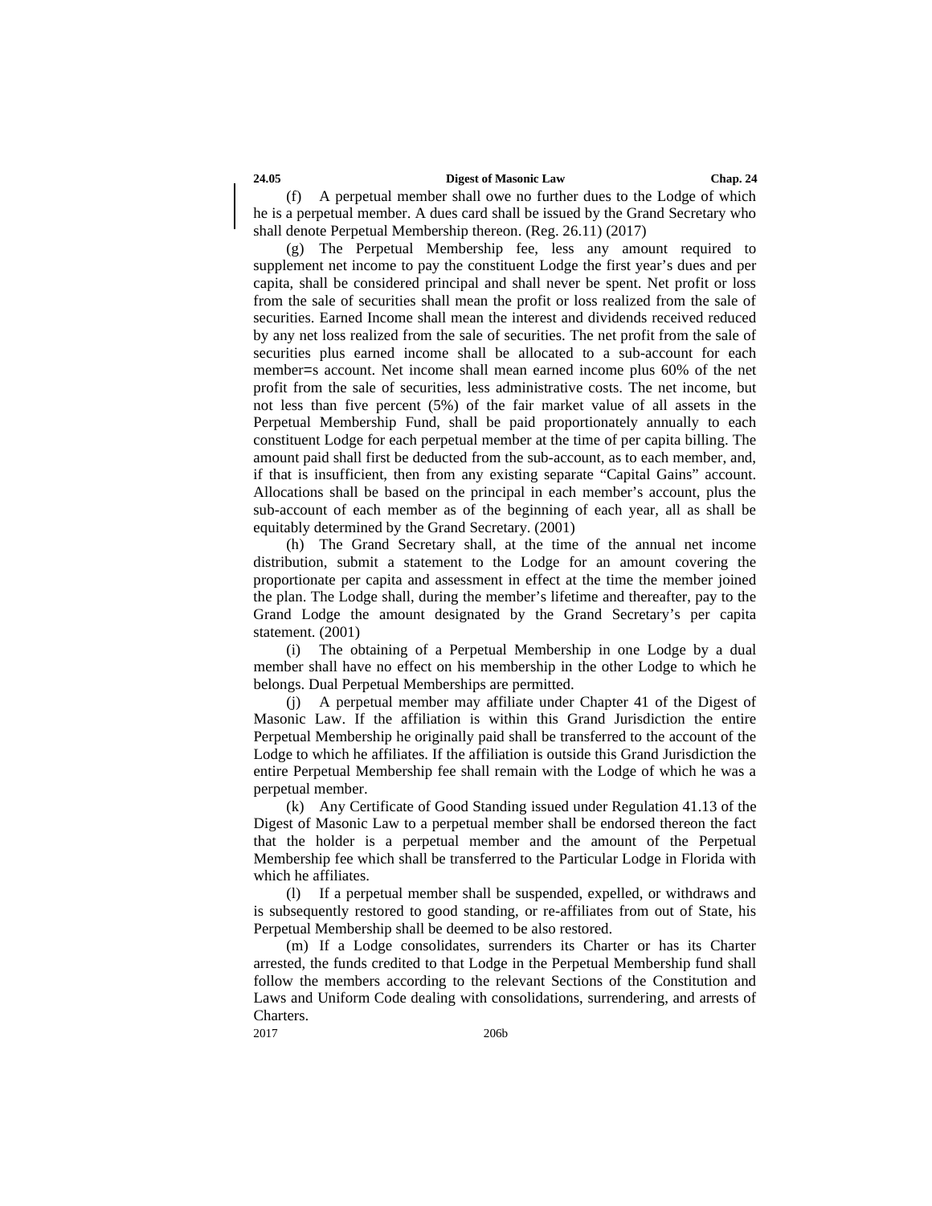(f) A perpetual member shall owe no further dues to the Lodge of which he is a perpetual member. A dues card shall be issued by the Grand Secretary who shall denote Perpetual Membership thereon. (Reg. 26.11) (2017)

(g) The Perpetual Membership fee, less any amount required to supplement net income to pay the constituent Lodge the first year's dues and per capita, shall be considered principal and shall never be spent. Net profit or loss from the sale of securities shall mean the profit or loss realized from the sale of securities. Earned Income shall mean the interest and dividends received reduced by any net loss realized from the sale of securities. The net profit from the sale of securities plus earned income shall be allocated to a sub-account for each member=s account. Net income shall mean earned income plus 60% of the net profit from the sale of securities, less administrative costs. The net income, but not less than five percent (5%) of the fair market value of all assets in the Perpetual Membership Fund, shall be paid proportionately annually to each constituent Lodge for each perpetual member at the time of per capita billing. The amount paid shall first be deducted from the sub-account, as to each member, and, if that is insufficient, then from any existing separate "Capital Gains" account. Allocations shall be based on the principal in each member's account, plus the sub-account of each member as of the beginning of each year, all as shall be equitably determined by the Grand Secretary. (2001)

(h) The Grand Secretary shall, at the time of the annual net income distribution, submit a statement to the Lodge for an amount covering the proportionate per capita and assessment in effect at the time the member joined the plan. The Lodge shall, during the member's lifetime and thereafter, pay to the Grand Lodge the amount designated by the Grand Secretary's per capita statement. (2001)

(i) The obtaining of a Perpetual Membership in one Lodge by a dual member shall have no effect on his membership in the other Lodge to which he belongs. Dual Perpetual Memberships are permitted.

(j) A perpetual member may affiliate under Chapter 41 of the Digest of Masonic Law. If the affiliation is within this Grand Jurisdiction the entire Perpetual Membership he originally paid shall be transferred to the account of the Lodge to which he affiliates. If the affiliation is outside this Grand Jurisdiction the entire Perpetual Membership fee shall remain with the Lodge of which he was a perpetual member.

(k) Any Certificate of Good Standing issued under Regulation 41.13 of the Digest of Masonic Law to a perpetual member shall be endorsed thereon the fact that the holder is a perpetual member and the amount of the Perpetual Membership fee which shall be transferred to the Particular Lodge in Florida with which he affiliates.

(l) If a perpetual member shall be suspended, expelled, or withdraws and is subsequently restored to good standing, or re-affiliates from out of State, his Perpetual Membership shall be deemed to be also restored.

(m) If a Lodge consolidates, surrenders its Charter or has its Charter arrested, the funds credited to that Lodge in the Perpetual Membership fund shall follow the members according to the relevant Sections of the Constitution and Laws and Uniform Code dealing with consolidations, surrendering, and arrests of Charters.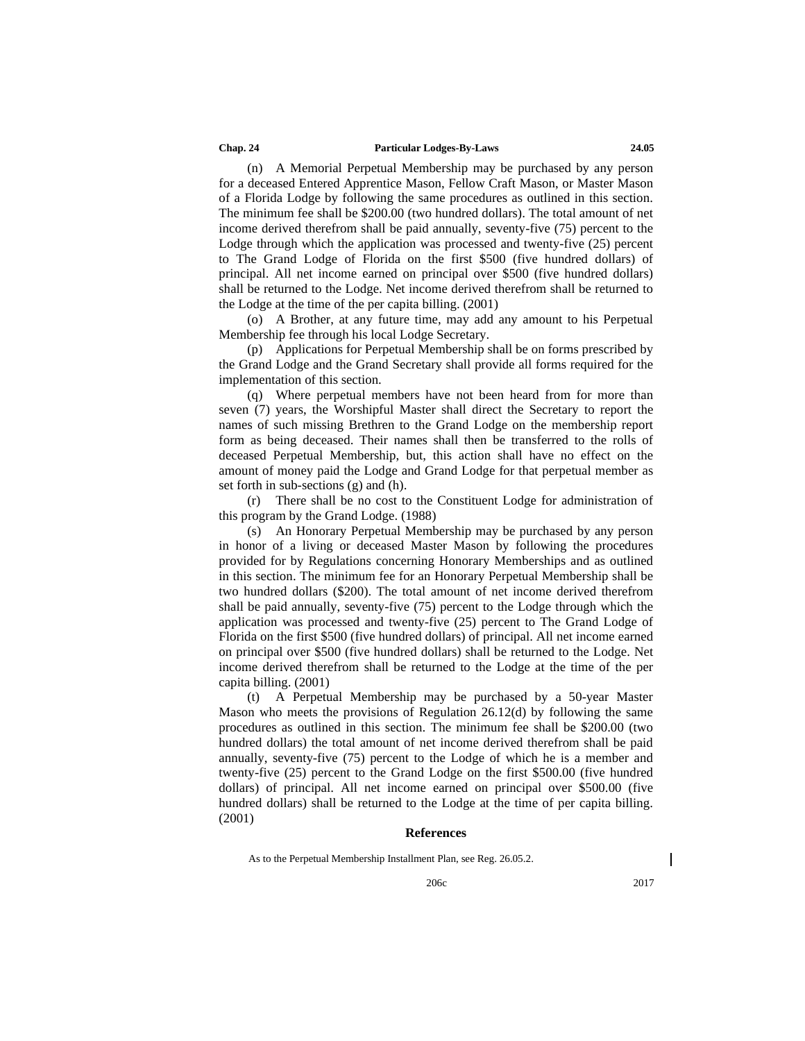(n) A Memorial Perpetual Membership may be purchased by any person for a deceased Entered Apprentice Mason, Fellow Craft Mason, or Master Mason of a Florida Lodge by following the same procedures as outlined in this section. The minimum fee shall be $200.00 (two hundred dollars). The total amount of net income derived therefrom shall be paid annually, seventy-five (75) percent to the Lodge through which the application was processed and twenty-five (25) percent to The Grand Lodge of Florida on the first $500 (five hundred dollars) of principal. All net income earned on principal over $500 (five hundred dollars) shall be returned to the Lodge. Net income derived therefrom shall be returned to the Lodge at the time of the per capita billing. (2001)

(o) A Brother, at any future time, may add any amount to his Perpetual Membership fee through his local Lodge Secretary.

(p) Applications for Perpetual Membership shall be on forms prescribed by the Grand Lodge and the Grand Secretary shall provide all forms required for the implementation of this section.

(q) Where perpetual members have not been heard from for more than seven (7) years, the Worshipful Master shall direct the Secretary to report the names of such missing Brethren to the Grand Lodge on the membership report form as being deceased. Their names shall then be transferred to the rolls of deceased Perpetual Membership, but, this action shall have no effect on the amount of money paid the Lodge and Grand Lodge for that perpetual member as set forth in sub-sections (g) and (h).

(r) There shall be no cost to the Constituent Lodge for administration of this program by the Grand Lodge. (1988)

(s) An Honorary Perpetual Membership may be purchased by any person in honor of a living or deceased Master Mason by following the procedures provided for by Regulations concerning Honorary Memberships and as outlined in this section. The minimum fee for an Honorary Perpetual Membership shall be two hundred dollars ($200). The total amount of net income derived therefrom shall be paid annually, seventy-five (75) percent to the Lodge through which the application was processed and twenty-five (25) percent to The Grand Lodge of Florida on the first $500 (five hundred dollars) of principal. All net income earned on principal over $500 (five hundred dollars) shall be returned to the Lodge. Net income derived therefrom shall be returned to the Lodge at the time of the per capita billing. (2001)

(t) A Perpetual Membership may be purchased by a 50-year Master Mason who meets the provisions of Regulation 26.12(d) by following the same procedures as outlined in this section. The minimum fee shall be $200.00 (two hundred dollars) the total amount of net income derived therefrom shall be paid annually, seventy-five (75) percent to the Lodge of which he is a member and twenty-five (25) percent to the Grand Lodge on the first $500.00 (five hundred dollars) of principal. All net income earned on principal over $500.00 (five hundred dollars) shall be returned to the Lodge at the time of per capita billing. (2001)

### References

As to the Perpetual Membership Installment Plan, see Reg. 26.05.2.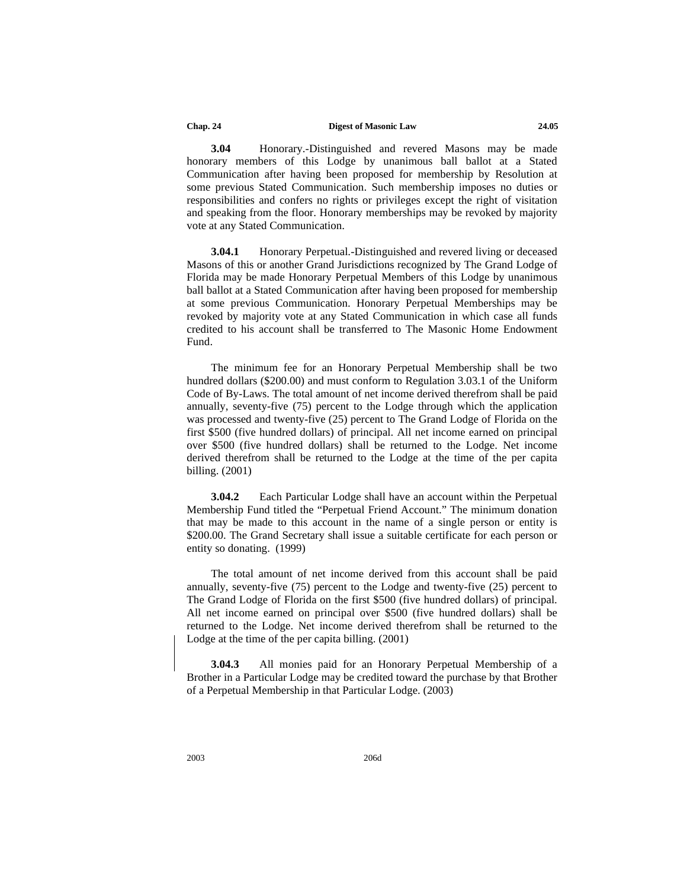**3.04** Honorary.-Distinguished and revered Masons may be made honorary members of this Lodge by unanimous ball ballot at a Stated Communication after having been proposed for membership by Resolution at some previous Stated Communication. Such membership imposes no duties or responsibilities and confers no rights or privileges except the right of visitation and speaking from the floor. Honorary memberships may be revoked by majority vote at any Stated Communication.

**3.04.1** Honorary Perpetual.-Distinguished and revered living or deceased Masons of this or another Grand Jurisdictions recognized by The Grand Lodge of Florida may be made Honorary Perpetual Members of this Lodge by unanimous ball ballot at a Stated Communication after having been proposed for membership at some previous Communication. Honorary Perpetual Memberships may be revoked by majority vote at any Stated Communication in which case all funds credited to his account shall be transferred to The Masonic Home Endowment Fund.

The minimum fee for an Honorary Perpetual Membership shall be two hundred dollars ($200.00) and must conform to Regulation 3.03.1 of the Uniform Code of By-Laws. The total amount of net income derived therefrom shall be paid annually, seventy-five (75) percent to the Lodge through which the application was processed and twenty-five (25) percent to The Grand Lodge of Florida on the first $500 (five hundred dollars) of principal. All net income earned on principal over $500 (five hundred dollars) shall be returned to the Lodge. Net income derived therefrom shall be returned to the Lodge at the time of the per capita billing. (2001)

**3.04.2** Each Particular Lodge shall have an account within the Perpetual Membership Fund titled the "Perpetual Friend Account." The minimum donation that may be made to this account in the name of a single person or entity is $200.00. The Grand Secretary shall issue a suitable certificate for each person or entity so donating. (1999)

The total amount of net income derived from this account shall be paid annually, seventy-five (75) percent to the Lodge and twenty-five (25) percent to The Grand Lodge of Florida on the first $500 (five hundred dollars) of principal. All net income earned on principal over $500 (five hundred dollars) shall be returned to the Lodge. Net income derived therefrom shall be returned to the Lodge at the time of the per capita billing. (2001)

**3.04.3** All monies paid for an Honorary Perpetual Membership of a Brother in a Particular Lodge may be credited toward the purchase by that Brother of a Perpetual Membership in that Particular Lodge. (2003)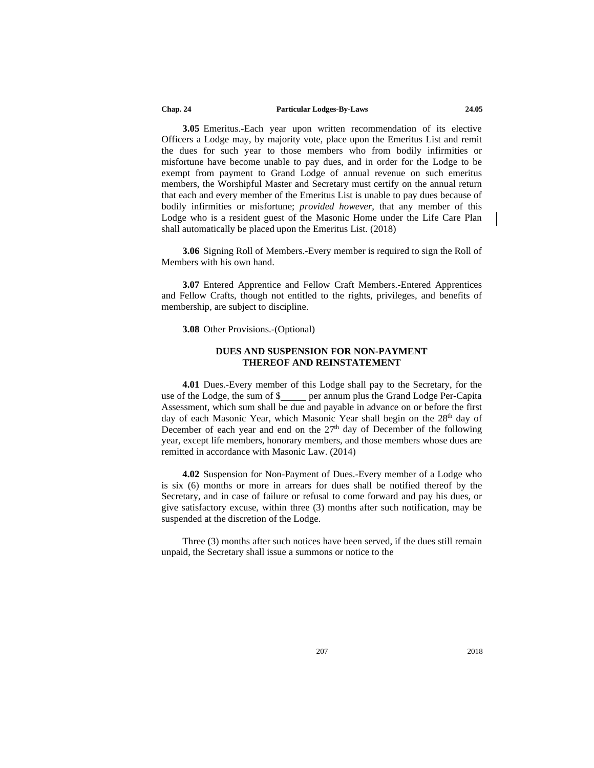**3.05** Emeritus.-Each year upon written recommendation of its elective Officers a Lodge may, by majority vote, place upon the Emeritus List and remit the dues for such year to those members who from bodily infirmities or misfortune have become unable to pay dues, and in order for the Lodge to be exempt from payment to Grand Lodge of annual revenue on such emeritus members, the Worshipful Master and Secretary must certify on the annual return that each and every member of the Emeritus List is unable to pay dues because of bodily infirmities or misfortune; *provided however*, that any member of this Lodge who is a resident guest of the Masonic Home under the Life Care Plan shall automatically be placed upon the Emeritus List. (2018)

**3.06** Signing Roll of Members.-Every member is required to sign the Roll of Members with his own hand.

**3.07** Entered Apprentice and Fellow Craft Members.-Entered Apprentices and Fellow Crafts, though not entitled to the rights, privileges, and benefits of membership, are subject to discipline.

**3.08** Other Provisions.-(Optional)

### DUES AND SUSPENSION FOR NON-PAYMENT THEREOF AND REINSTATEMENT

**4.01** Dues.-Every member of this Lodge shall pay to the Secretary, for the use of the Lodge, the sum of $_____ per annum plus the Grand Lodge Per-Capita Assessment, which sum shall be due and payable in advance on or before the first day of each Masonic Year, which Masonic Year shall begin on the 28th day of December of each year and end on the 27th day of December of the following year, except life members, honorary members, and those members whose dues are remitted in accordance with Masonic Law. (2014)

**4.02** Suspension for Non-Payment of Dues.-Every member of a Lodge who is six (6) months or more in arrears for dues shall be notified thereof by the Secretary, and in case of failure or refusal to come forward and pay his dues, or give satisfactory excuse, within three (3) months after such notification, may be suspended at the discretion of the Lodge.

Three (3) months after such notices have been served, if the dues still remain unpaid, the Secretary shall issue a summons or notice to the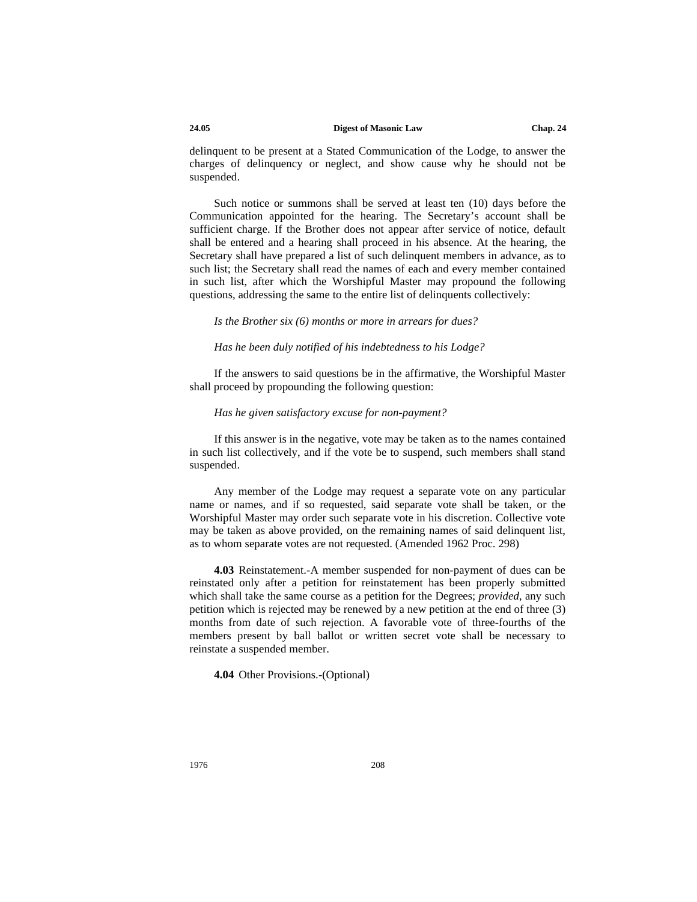delinquent to be present at a Stated Communication of the Lodge, to answer the charges of delinquency or neglect, and show cause why he should not be suspended.

Such notice or summons shall be served at least ten (10) days before the Communication appointed for the hearing. The Secretary's account shall be sufficient charge. If the Brother does not appear after service of notice, default shall be entered and a hearing shall proceed in his absence. At the hearing, the Secretary shall have prepared a list of such delinquent members in advance, as to such list; the Secretary shall read the names of each and every member contained in such list, after which the Worshipful Master may propound the following questions, addressing the same to the entire list of delinquents collectively:

*Is the Brother six (6) months or more in arrears for dues?*

*Has he been duly notified of his indebtedness to his Lodge?*

If the answers to said questions be in the affirmative, the Worshipful Master shall proceed by propounding the following question:

*Has he given satisfactory excuse for non-payment?*

If this answer is in the negative, vote may be taken as to the names contained in such list collectively, and if the vote be to suspend, such members shall stand suspended.

Any member of the Lodge may request a separate vote on any particular name or names, and if so requested, said separate vote shall be taken, or the Worshipful Master may order such separate vote in his discretion. Collective vote may be taken as above provided, on the remaining names of said delinquent list, as to whom separate votes are not requested. (Amended 1962 Proc. 298)

**4.03** Reinstatement.-A member suspended for non-payment of dues can be reinstated only after a petition for reinstatement has been properly submitted which shall take the same course as a petition for the Degrees; *provided*, any such petition which is rejected may be renewed by a new petition at the end of three (3) months from date of such rejection. A favorable vote of three-fourths of the members present by ball ballot or written secret vote shall be necessary to reinstate a suspended member.

**4.04** Other Provisions.-(Optional)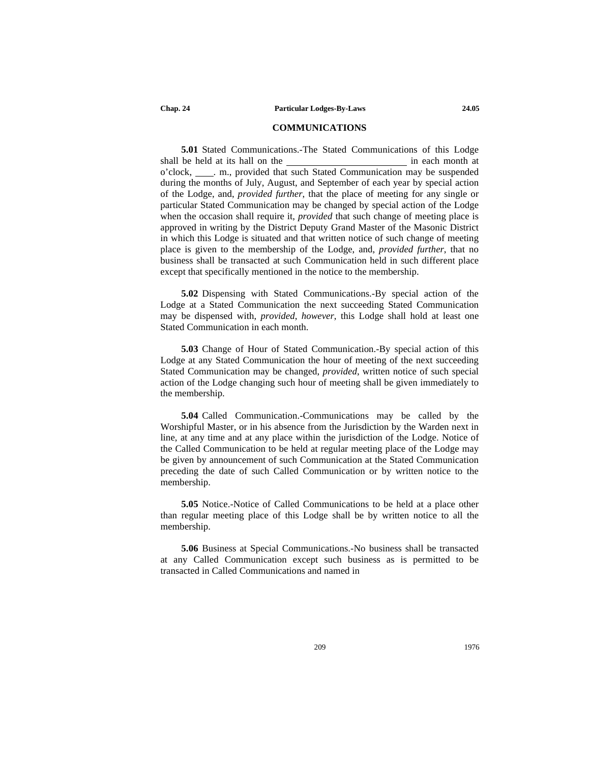## COMMUNICATIONS

**5.01** Stated Communications.-The Stated Communications of this Lodge shall be held at its hall on the ________________________ in each month at o'clock, ____. m., provided that such Stated Communication may be suspended during the months of July, August, and September of each year by special action of the Lodge, and, *provided further*, that the place of meeting for any single or particular Stated Communication may be changed by special action of the Lodge when the occasion shall require it, *provided* that such change of meeting place is approved in writing by the District Deputy Grand Master of the Masonic District in which this Lodge is situated and that written notice of such change of meeting place is given to the membership of the Lodge, and, *provided further*, that no business shall be transacted at such Communication held in such different place except that specifically mentioned in the notice to the membership.

**5.02** Dispensing with Stated Communications.-By special action of the Lodge at a Stated Communication the next succeeding Stated Communication may be dispensed with, *provided, however*, this Lodge shall hold at least one Stated Communication in each month.

**5.03** Change of Hour of Stated Communication.-By special action of this Lodge at any Stated Communication the hour of meeting of the next succeeding Stated Communication may be changed, *provided*, written notice of such special action of the Lodge changing such hour of meeting shall be given immediately to the membership.

**5.04** Called Communication.-Communications may be called by the Worshipful Master, or in his absence from the Jurisdiction by the Warden next in line, at any time and at any place within the jurisdiction of the Lodge. Notice of the Called Communication to be held at regular meeting place of the Lodge may be given by announcement of such Communication at the Stated Communication preceding the date of such Called Communication or by written notice to the membership.

**5.05** Notice.-Notice of Called Communications to be held at a place other than regular meeting place of this Lodge shall be by written notice to all the membership.

**5.06** Business at Special Communications.-No business shall be transacted at any Called Communication except such business as is permitted to be transacted in Called Communications and named in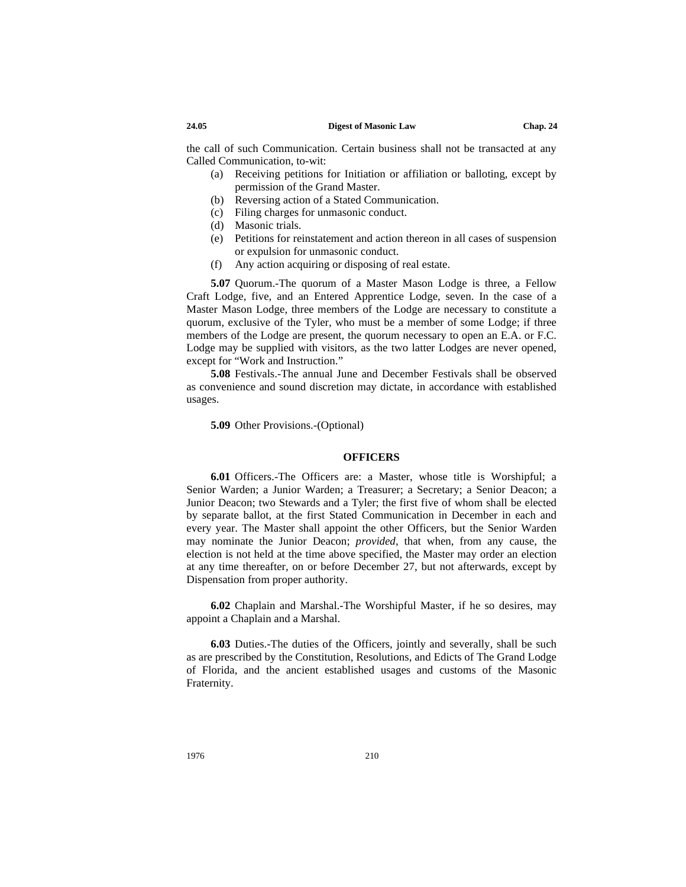the call of such Communication. Certain business shall not be transacted at any Called Communication, to-wit:

(a) Receiving petitions for Initiation or affiliation or balloting, except by permission of the Grand Master.
(b) Reversing action of a Stated Communication.
(c) Filing charges for unmasonic conduct.
(d) Masonic trials.
(e) Petitions for reinstatement and action thereon in all cases of suspension or expulsion for unmasonic conduct.
(f) Any action acquiring or disposing of real estate.

**5.07** Quorum.-The quorum of a Master Mason Lodge is three, a Fellow Craft Lodge, five, and an Entered Apprentice Lodge, seven. In the case of a Master Mason Lodge, three members of the Lodge are necessary to constitute a quorum, exclusive of the Tyler, who must be a member of some Lodge; if three members of the Lodge are present, the quorum necessary to open an E.A. or F.C. Lodge may be supplied with visitors, as the two latter Lodges are never opened, except for "Work and Instruction."

**5.08** Festivals.-The annual June and December Festivals shall be observed as convenience and sound discretion may dictate, in accordance with established usages.

**5.09** Other Provisions.-(Optional)

## OFFICERS

**6.01** Officers.-The Officers are: a Master, whose title is Worshipful; a Senior Warden; a Junior Warden; a Treasurer; a Secretary; a Senior Deacon; a Junior Deacon; two Stewards and a Tyler; the first five of whom shall be elected by separate ballot, at the first Stated Communication in December in each and every year. The Master shall appoint the other Officers, but the Senior Warden may nominate the Junior Deacon; *provided*, that when, from any cause, the election is not held at the time above specified, the Master may order an election at any time thereafter, on or before December 27, but not afterwards, except by Dispensation from proper authority.

**6.02** Chaplain and Marshal.-The Worshipful Master, if he so desires, may appoint a Chaplain and a Marshal.

**6.03** Duties.-The duties of the Officers, jointly and severally, shall be such as are prescribed by the Constitution, Resolutions, and Edicts of The Grand Lodge of Florida, and the ancient established usages and customs of the Masonic Fraternity.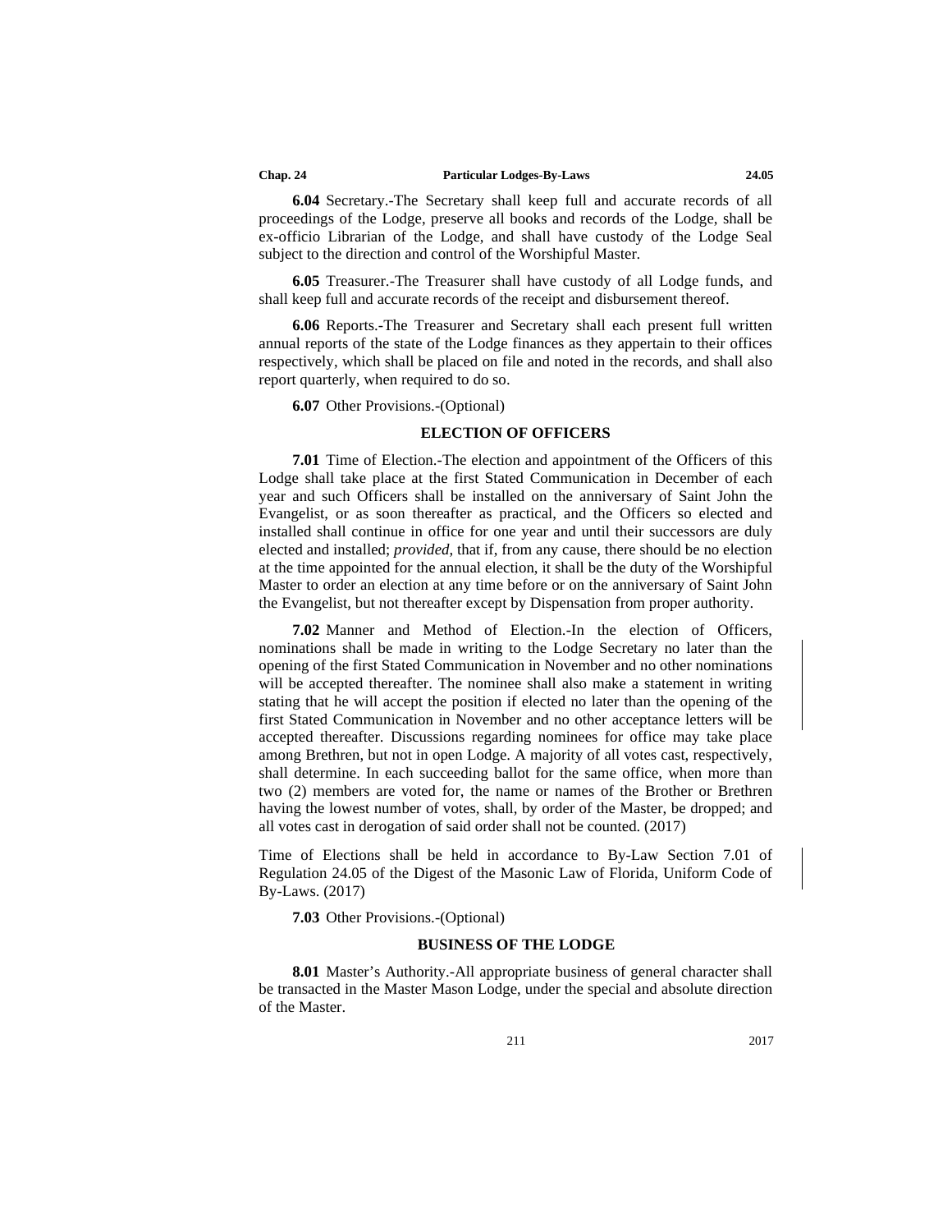**6.04** Secretary.-The Secretary shall keep full and accurate records of all proceedings of the Lodge, preserve all books and records of the Lodge, shall be ex-officio Librarian of the Lodge, and shall have custody of the Lodge Seal subject to the direction and control of the Worshipful Master.

**6.05** Treasurer.-The Treasurer shall have custody of all Lodge funds, and shall keep full and accurate records of the receipt and disbursement thereof.

**6.06** Reports.-The Treasurer and Secretary shall each present full written annual reports of the state of the Lodge finances as they appertain to their offices respectively, which shall be placed on file and noted in the records, and shall also report quarterly, when required to do so.

**6.07** Other Provisions.-(Optional)

## ELECTION OF OFFICERS

**7.01** Time of Election.-The election and appointment of the Officers of this Lodge shall take place at the first Stated Communication in December of each year and such Officers shall be installed on the anniversary of Saint John the Evangelist, or as soon thereafter as practical, and the Officers so elected and installed shall continue in office for one year and until their successors are duly elected and installed; *provided*, that if, from any cause, there should be no election at the time appointed for the annual election, it shall be the duty of the Worshipful Master to order an election at any time before or on the anniversary of Saint John the Evangelist, but not thereafter except by Dispensation from proper authority.

**7.02** Manner and Method of Election.-In the election of Officers, nominations shall be made in writing to the Lodge Secretary no later than the opening of the first Stated Communication in November and no other nominations will be accepted thereafter. The nominee shall also make a statement in writing stating that he will accept the position if elected no later than the opening of the first Stated Communication in November and no other acceptance letters will be accepted thereafter. Discussions regarding nominees for office may take place among Brethren, but not in open Lodge. A majority of all votes cast, respectively, shall determine. In each succeeding ballot for the same office, when more than two (2) members are voted for, the name or names of the Brother or Brethren having the lowest number of votes, shall, by order of the Master, be dropped; and all votes cast in derogation of said order shall not be counted. (2017)

Time of Elections shall be held in accordance to By-Law Section 7.01 of Regulation 24.05 of the Digest of the Masonic Law of Florida, Uniform Code of By-Laws. (2017)

**7.03** Other Provisions.-(Optional)

## BUSINESS OF THE LODGE

**8.01** Master's Authority.-All appropriate business of general character shall be transacted in the Master Mason Lodge, under the special and absolute direction of the Master.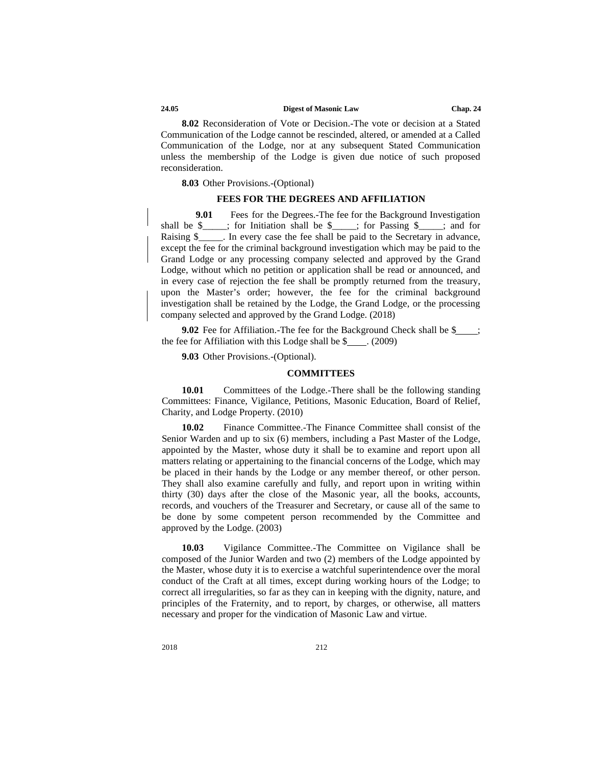**8.02** Reconsideration of Vote or Decision.-The vote or decision at a Stated Communication of the Lodge cannot be rescinded, altered, or amended at a Called Communication of the Lodge, nor at any subsequent Stated Communication unless the membership of the Lodge is given due notice of such proposed reconsideration.

**8.03** Other Provisions.-(Optional)

## FEES FOR THE DEGREES AND AFFILIATION

**9.01** Fees for the Degrees.-The fee for the Background Investigation shall be $_____; for Initiation shall be $_____; for Passing $_____; and for Raising $_____. In every case the fee shall be paid to the Secretary in advance, except the fee for the criminal background investigation which may be paid to the Grand Lodge or any processing company selected and approved by the Grand Lodge, without which no petition or application shall be read or announced, and in every case of rejection the fee shall be promptly returned from the treasury, upon the Master's order; however, the fee for the criminal background investigation shall be retained by the Lodge, the Grand Lodge, or the processing company selected and approved by the Grand Lodge. (2018)

**9.02** Fee for Affiliation.-The fee for the Background Check shall be $____; the fee for Affiliation with this Lodge shall be $____. (2009)

**9.03** Other Provisions.-(Optional).

## COMMITTEES

**10.01** Committees of the Lodge.-There shall be the following standing Committees: Finance, Vigilance, Petitions, Masonic Education, Board of Relief, Charity, and Lodge Property. (2010)

**10.02** Finance Committee.-The Finance Committee shall consist of the Senior Warden and up to six (6) members, including a Past Master of the Lodge, appointed by the Master, whose duty it shall be to examine and report upon all matters relating or appertaining to the financial concerns of the Lodge, which may be placed in their hands by the Lodge or any member thereof, or other person. They shall also examine carefully and fully, and report upon in writing within thirty (30) days after the close of the Masonic year, all the books, accounts, records, and vouchers of the Treasurer and Secretary, or cause all of the same to be done by some competent person recommended by the Committee and approved by the Lodge. (2003)

**10.03** Vigilance Committee.-The Committee on Vigilance shall be composed of the Junior Warden and two (2) members of the Lodge appointed by the Master, whose duty it is to exercise a watchful superintendence over the moral conduct of the Craft at all times, except during working hours of the Lodge; to correct all irregularities, so far as they can in keeping with the dignity, nature, and principles of the Fraternity, and to report, by charges, or otherwise, all matters necessary and proper for the vindication of Masonic Law and virtue.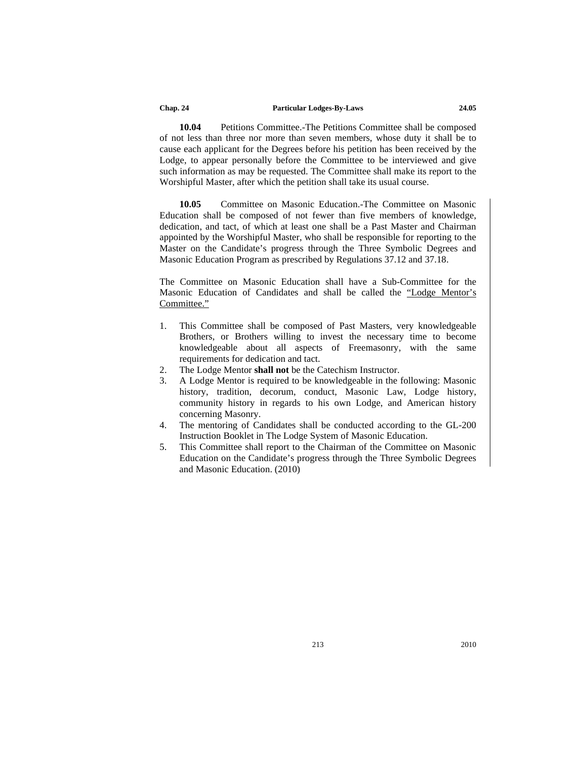**10.04** Petitions Committee.-The Petitions Committee shall be composed of not less than three nor more than seven members, whose duty it shall be to cause each applicant for the Degrees before his petition has been received by the Lodge, to appear personally before the Committee to be interviewed and give such information as may be requested. The Committee shall make its report to the Worshipful Master, after which the petition shall take its usual course.

**10.05** Committee on Masonic Education.-The Committee on Masonic Education shall be composed of not fewer than five members of knowledge, dedication, and tact, of which at least one shall be a Past Master and Chairman appointed by the Worshipful Master, who shall be responsible for reporting to the Master on the Candidate's progress through the Three Symbolic Degrees and Masonic Education Program as prescribed by Regulations 37.12 and 37.18.

The Committee on Masonic Education shall have a Sub-Committee for the Masonic Education of Candidates and shall be called the <u>"Lodge Mentor's Committee."</u>

1. This Committee shall be composed of Past Masters, very knowledgeable Brothers, or Brothers willing to invest the necessary time to become knowledgeable about all aspects of Freemasonry, with the same requirements for dedication and tact.
2. The Lodge Mentor **shall not** be the Catechism Instructor.
3. A Lodge Mentor is required to be knowledgeable in the following: Masonic history, tradition, decorum, conduct, Masonic Law, Lodge history, community history in regards to his own Lodge, and American history concerning Masonry.
4. The mentoring of Candidates shall be conducted according to the GL-200 Instruction Booklet in The Lodge System of Masonic Education.
5. This Committee shall report to the Chairman of the Committee on Masonic Education on the Candidate's progress through the Three Symbolic Degrees and Masonic Education. (2010)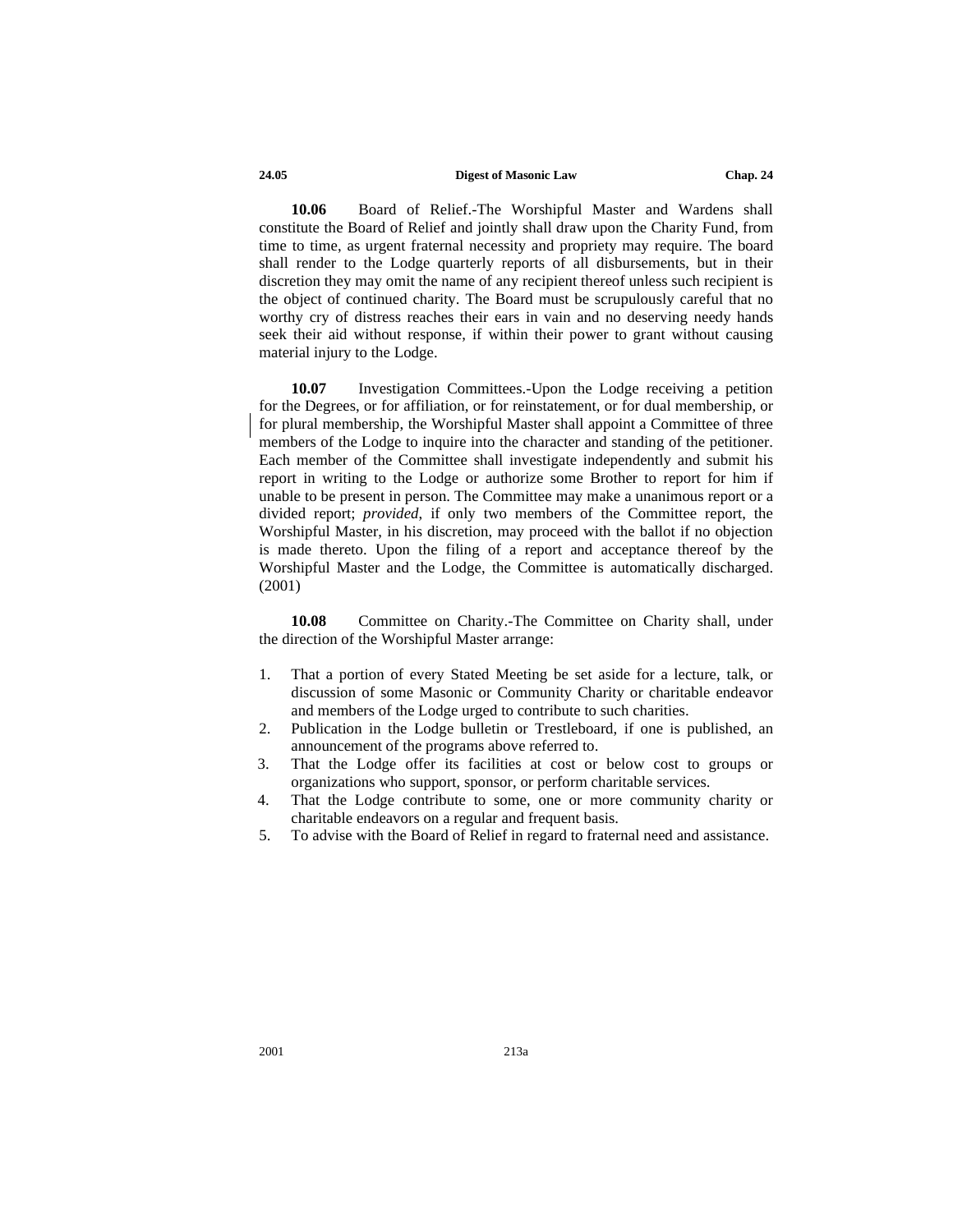**10.06** Board of Relief.-The Worshipful Master and Wardens shall constitute the Board of Relief and jointly shall draw upon the Charity Fund, from time to time, as urgent fraternal necessity and propriety may require. The board shall render to the Lodge quarterly reports of all disbursements, but in their discretion they may omit the name of any recipient thereof unless such recipient is the object of continued charity. The Board must be scrupulously careful that no worthy cry of distress reaches their ears in vain and no deserving needy hands seek their aid without response, if within their power to grant without causing material injury to the Lodge.

**10.07** Investigation Committees.-Upon the Lodge receiving a petition for the Degrees, or for affiliation, or for reinstatement, or for dual membership, or for plural membership, the Worshipful Master shall appoint a Committee of three members of the Lodge to inquire into the character and standing of the petitioner. Each member of the Committee shall investigate independently and submit his report in writing to the Lodge or authorize some Brother to report for him if unable to be present in person. The Committee may make a unanimous report or a divided report; *provided*, if only two members of the Committee report, the Worshipful Master, in his discretion, may proceed with the ballot if no objection is made thereto. Upon the filing of a report and acceptance thereof by the Worshipful Master and the Lodge, the Committee is automatically discharged. (2001)

**10.08** Committee on Charity.-The Committee on Charity shall, under the direction of the Worshipful Master arrange:

1. That a portion of every Stated Meeting be set aside for a lecture, talk, or discussion of some Masonic or Community Charity or charitable endeavor and members of the Lodge urged to contribute to such charities.
2. Publication in the Lodge bulletin or Trestleboard, if one is published, an announcement of the programs above referred to.
3. That the Lodge offer its facilities at cost or below cost to groups or organizations who support, sponsor, or perform charitable services.
4. That the Lodge contribute to some, one or more community charity or charitable endeavors on a regular and frequent basis.
5. To advise with the Board of Relief in regard to fraternal need and assistance.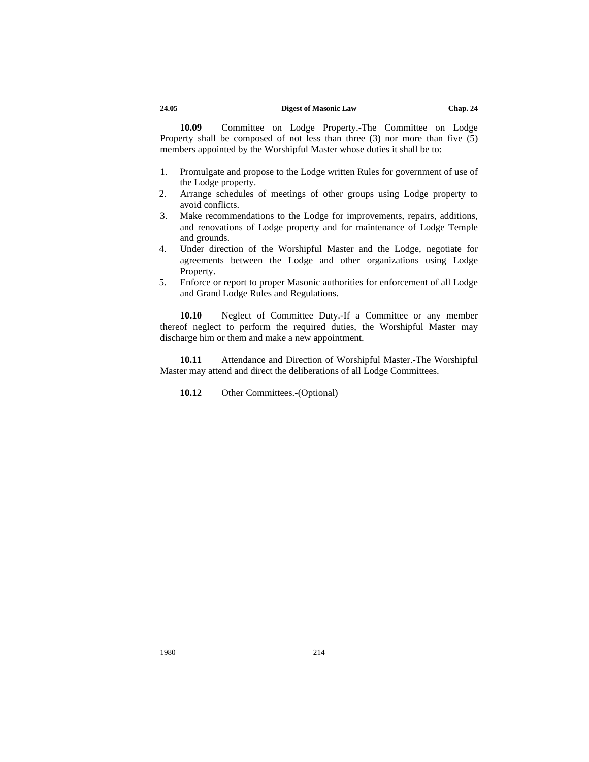**10.09** Committee on Lodge Property.-The Committee on Lodge Property shall be composed of not less than three (3) nor more than five (5) members appointed by the Worshipful Master whose duties it shall be to:

1. Promulgate and propose to the Lodge written Rules for government of use of the Lodge property.
2. Arrange schedules of meetings of other groups using Lodge property to avoid conflicts.
3. Make recommendations to the Lodge for improvements, repairs, additions, and renovations of Lodge property and for maintenance of Lodge Temple and grounds.
4. Under direction of the Worshipful Master and the Lodge, negotiate for agreements between the Lodge and other organizations using Lodge Property.
5. Enforce or report to proper Masonic authorities for enforcement of all Lodge and Grand Lodge Rules and Regulations.

**10.10** Neglect of Committee Duty.-If a Committee or any member thereof neglect to perform the required duties, the Worshipful Master may discharge him or them and make a new appointment.

**10.11** Attendance and Direction of Worshipful Master.-The Worshipful Master may attend and direct the deliberations of all Lodge Committees.

**10.12** Other Committees.-(Optional)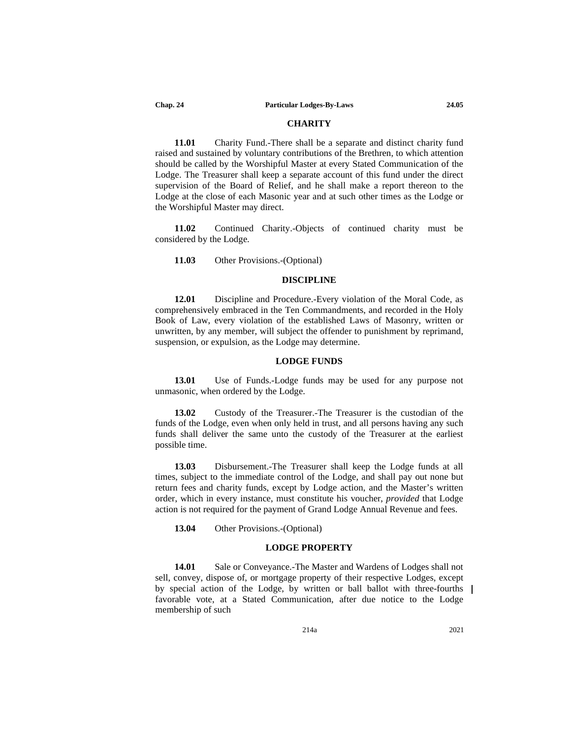## CHARITY

**11.01** Charity Fund.-There shall be a separate and distinct charity fund raised and sustained by voluntary contributions of the Brethren, to which attention should be called by the Worshipful Master at every Stated Communication of the Lodge. The Treasurer shall keep a separate account of this fund under the direct supervision of the Board of Relief, and he shall make a report thereon to the Lodge at the close of each Masonic year and at such other times as the Lodge or the Worshipful Master may direct.

**11.02** Continued Charity.-Objects of continued charity must be considered by the Lodge.

**11.03** Other Provisions.-(Optional)

## DISCIPLINE

**12.01** Discipline and Procedure.-Every violation of the Moral Code, as comprehensively embraced in the Ten Commandments, and recorded in the Holy Book of Law, every violation of the established Laws of Masonry, written or unwritten, by any member, will subject the offender to punishment by reprimand, suspension, or expulsion, as the Lodge may determine.

## LODGE FUNDS

**13.01** Use of Funds.-Lodge funds may be used for any purpose not unmasonic, when ordered by the Lodge.

**13.02** Custody of the Treasurer.-The Treasurer is the custodian of the funds of the Lodge, even when only held in trust, and all persons having any such funds shall deliver the same unto the custody of the Treasurer at the earliest possible time.

**13.03** Disbursement.-The Treasurer shall keep the Lodge funds at all times, subject to the immediate control of the Lodge, and shall pay out none but return fees and charity funds, except by Lodge action, and the Master's written order, which in every instance, must constitute his voucher, *provided* that Lodge action is not required for the payment of Grand Lodge Annual Revenue and fees.

**13.04** Other Provisions.-(Optional)

## LODGE PROPERTY

**14.01** Sale or Conveyance.-The Master and Wardens of Lodges shall not sell, convey, dispose of, or mortgage property of their respective Lodges, except by special action of the Lodge, by written or ball ballot with three-fourths favorable vote, at a Stated Communication, after due notice to the Lodge membership of such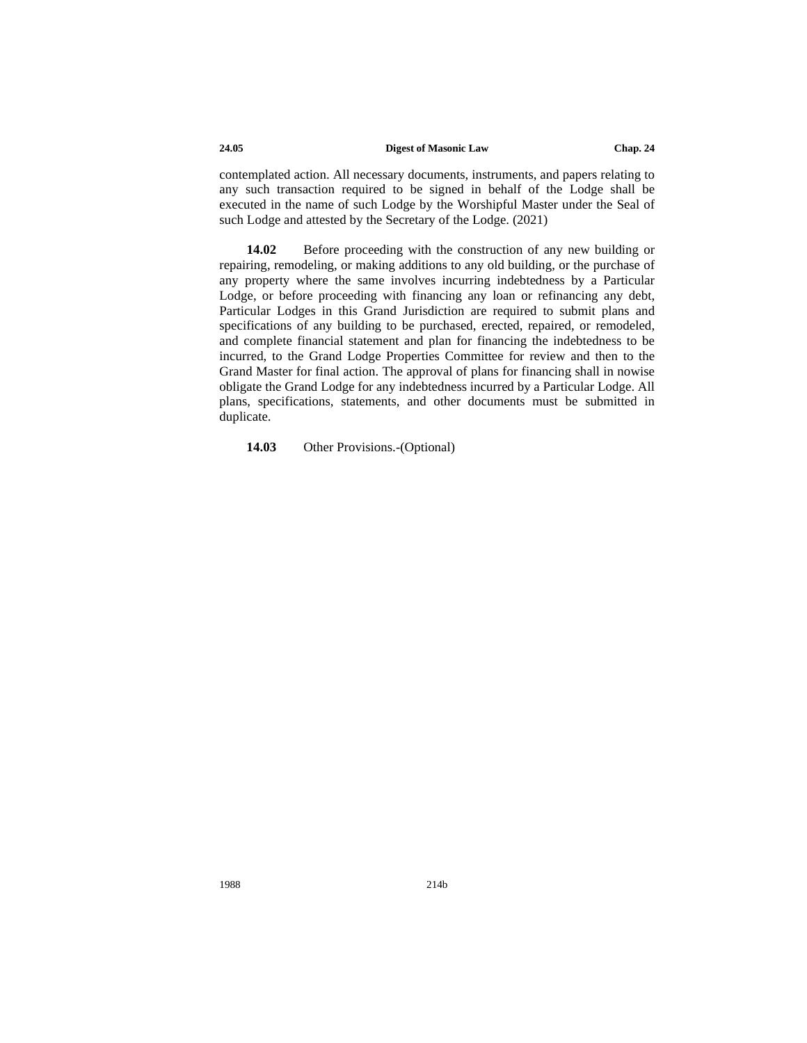contemplated action. All necessary documents, instruments, and papers relating to any such transaction required to be signed in behalf of the Lodge shall be executed in the name of such Lodge by the Worshipful Master under the Seal of such Lodge and attested by the Secretary of the Lodge. (2021)

**14.02** Before proceeding with the construction of any new building or repairing, remodeling, or making additions to any old building, or the purchase of any property where the same involves incurring indebtedness by a Particular Lodge, or before proceeding with financing any loan or refinancing any debt, Particular Lodges in this Grand Jurisdiction are required to submit plans and specifications of any building to be purchased, erected, repaired, or remodeled, and complete financial statement and plan for financing the indebtedness to be incurred, to the Grand Lodge Properties Committee for review and then to the Grand Master for final action. The approval of plans for financing shall in nowise obligate the Grand Lodge for any indebtedness incurred by a Particular Lodge. All plans, specifications, statements, and other documents must be submitted in duplicate.

**14.03** Other Provisions.-(Optional)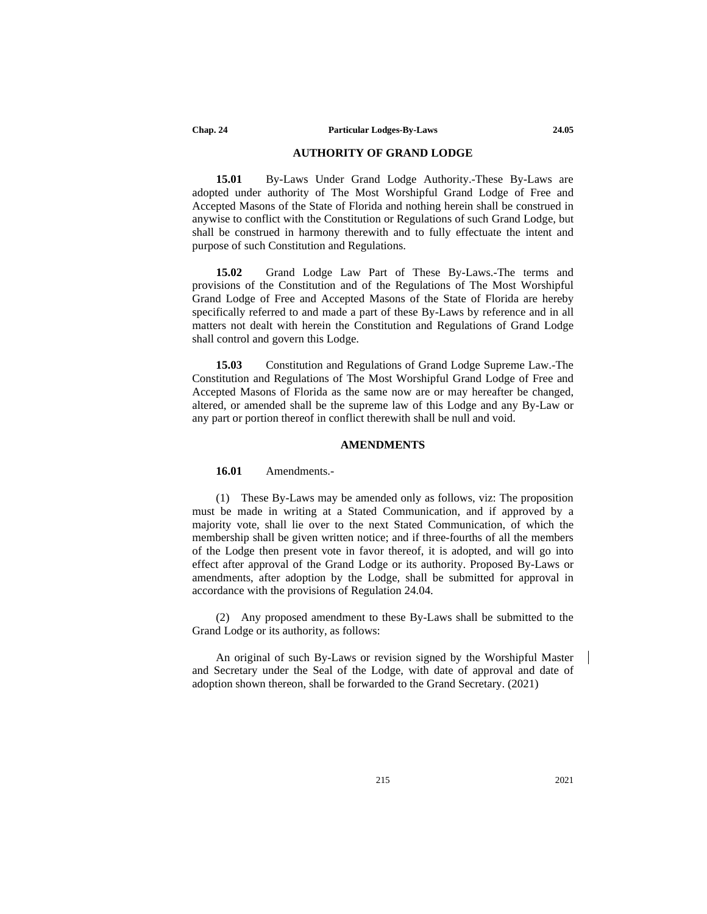## AUTHORITY OF GRAND LODGE

**15.01** By-Laws Under Grand Lodge Authority.-These By-Laws are adopted under authority of The Most Worshipful Grand Lodge of Free and Accepted Masons of the State of Florida and nothing herein shall be construed in anywise to conflict with the Constitution or Regulations of such Grand Lodge, but shall be construed in harmony therewith and to fully effectuate the intent and purpose of such Constitution and Regulations.

**15.02** Grand Lodge Law Part of These By-Laws.-The terms and provisions of the Constitution and of the Regulations of The Most Worshipful Grand Lodge of Free and Accepted Masons of the State of Florida are hereby specifically referred to and made a part of these By-Laws by reference and in all matters not dealt with herein the Constitution and Regulations of Grand Lodge shall control and govern this Lodge.

**15.03** Constitution and Regulations of Grand Lodge Supreme Law.-The Constitution and Regulations of The Most Worshipful Grand Lodge of Free and Accepted Masons of Florida as the same now are or may hereafter be changed, altered, or amended shall be the supreme law of this Lodge and any By-Law or any part or portion thereof in conflict therewith shall be null and void.

## AMENDMENTS

**16.01** Amendments.-

(1) These By-Laws may be amended only as follows, viz: The proposition must be made in writing at a Stated Communication, and if approved by a majority vote, shall lie over to the next Stated Communication, of which the membership shall be given written notice; and if three-fourths of all the members of the Lodge then present vote in favor thereof, it is adopted, and will go into effect after approval of the Grand Lodge or its authority. Proposed By-Laws or amendments, after adoption by the Lodge, shall be submitted for approval in accordance with the provisions of Regulation 24.04.

(2) Any proposed amendment to these By-Laws shall be submitted to the Grand Lodge or its authority, as follows:

An original of such By-Laws or revision signed by the Worshipful Master and Secretary under the Seal of the Lodge, with date of approval and date of adoption shown thereon, shall be forwarded to the Grand Secretary. (2021)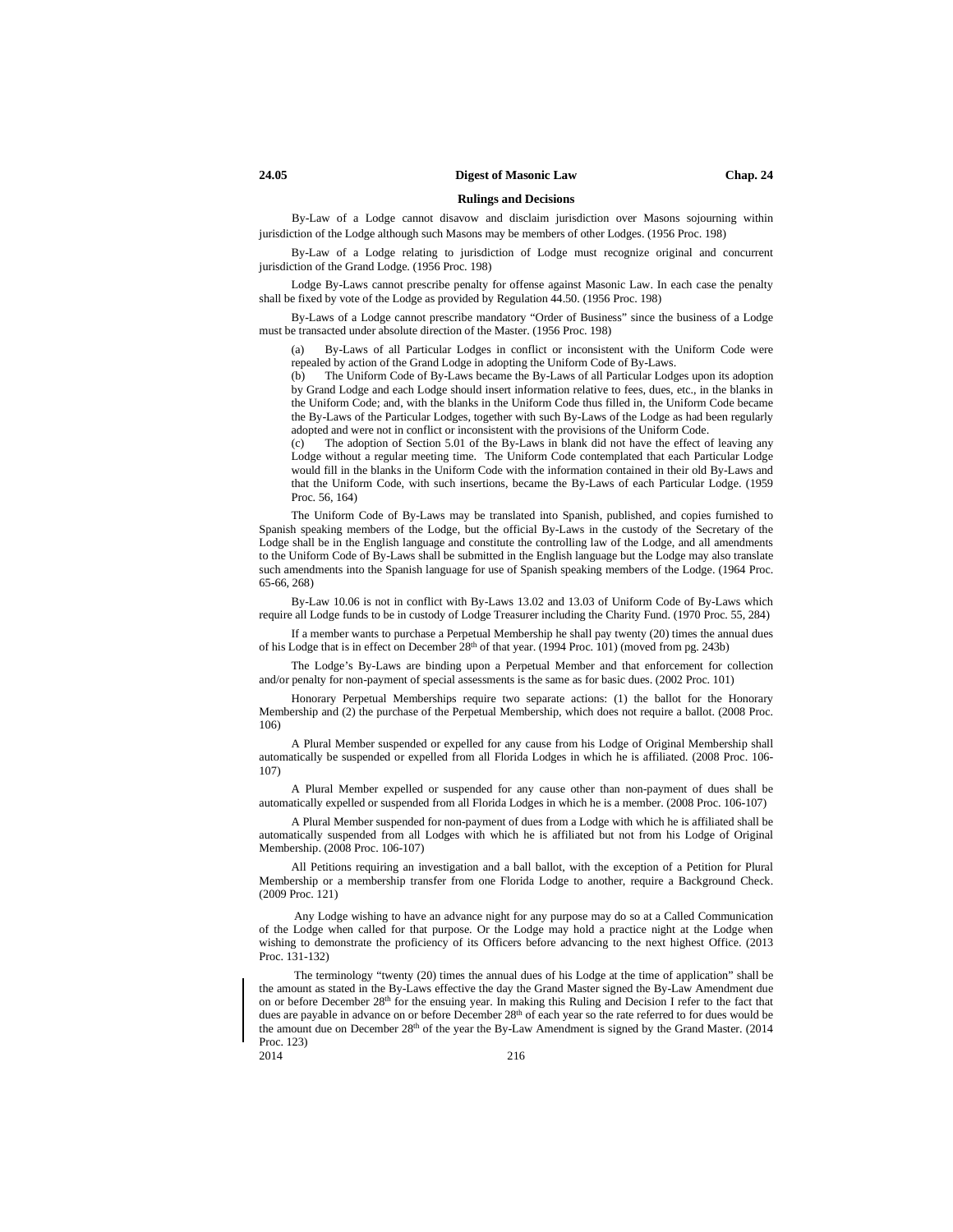### Rulings and Decisions

By-Law of a Lodge cannot disavow and disclaim jurisdiction over Masons sojourning within jurisdiction of the Lodge although such Masons may be members of other Lodges. (1956 Proc. 198)

By-Law of a Lodge relating to jurisdiction of Lodge must recognize original and concurrent jurisdiction of the Grand Lodge. (1956 Proc. 198)

Lodge By-Laws cannot prescribe penalty for offense against Masonic Law. In each case the penalty shall be fixed by vote of the Lodge as provided by Regulation 44.50. (1956 Proc. 198)

By-Laws of a Lodge cannot prescribe mandatory "Order of Business" since the business of a Lodge must be transacted under absolute direction of the Master. (1956 Proc. 198)

(a) By-Laws of all Particular Lodges in conflict or inconsistent with the Uniform Code were repealed by action of the Grand Lodge in adopting the Uniform Code of By-Laws.
(b) The Uniform Code of By-Laws became the By-Laws of all Particular Lodges upon its adoption by Grand Lodge and each Lodge should insert information relative to fees, dues, etc., in the blanks in the Uniform Code; and, with the blanks in the Uniform Code thus filled in, the Uniform Code became the By-Laws of the Particular Lodges, together with such By-Laws of the Lodge as had been regularly adopted and were not in conflict or inconsistent with the provisions of the Uniform Code.
(c) The adoption of Section 5.01 of the By-Laws in blank did not have the effect of leaving any Lodge without a regular meeting time. The Uniform Code contemplated that each Particular Lodge would fill in the blanks in the Uniform Code with the information contained in their old By-Laws and that the Uniform Code, with such insertions, became the By-Laws of each Particular Lodge. (1959 Proc. 56, 164)

The Uniform Code of By-Laws may be translated into Spanish, published, and copies furnished to Spanish speaking members of the Lodge, but the official By-Laws in the custody of the Secretary of the Lodge shall be in the English language and constitute the controlling law of the Lodge, and all amendments to the Uniform Code of By-Laws shall be submitted in the English language but the Lodge may also translate such amendments into the Spanish language for use of Spanish speaking members of the Lodge. (1964 Proc. 65-66, 268)

By-Law 10.06 is not in conflict with By-Laws 13.02 and 13.03 of Uniform Code of By-Laws which require all Lodge funds to be in custody of Lodge Treasurer including the Charity Fund. (1970 Proc. 55, 284)

If a member wants to purchase a Perpetual Membership he shall pay twenty (20) times the annual dues of his Lodge that is in effect on December 28th of that year. (1994 Proc. 101) (moved from pg. 243b)

The Lodge's By-Laws are binding upon a Perpetual Member and that enforcement for collection and/or penalty for non-payment of special assessments is the same as for basic dues. (2002 Proc. 101)

Honorary Perpetual Memberships require two separate actions: (1) the ballot for the Honorary Membership and (2) the purchase of the Perpetual Membership, which does not require a ballot. (2008 Proc. 106)

A Plural Member suspended or expelled for any cause from his Lodge of Original Membership shall automatically be suspended or expelled from all Florida Lodges in which he is affiliated. (2008 Proc. 106-107)

A Plural Member expelled or suspended for any cause other than non-payment of dues shall be automatically expelled or suspended from all Florida Lodges in which he is a member. (2008 Proc. 106-107)

A Plural Member suspended for non-payment of dues from a Lodge with which he is affiliated shall be automatically suspended from all Lodges with which he is affiliated but not from his Lodge of Original Membership. (2008 Proc. 106-107)

All Petitions requiring an investigation and a ball ballot, with the exception of a Petition for Plural Membership or a membership transfer from one Florida Lodge to another, require a Background Check. (2009 Proc. 121)

Any Lodge wishing to have an advance night for any purpose may do so at a Called Communication of the Lodge when called for that purpose. Or the Lodge may hold a practice night at the Lodge when wishing to demonstrate the proficiency of its Officers before advancing to the next highest Office. (2013 Proc. 131-132)

The terminology "twenty (20) times the annual dues of his Lodge at the time of application" shall be the amount as stated in the By-Laws effective the day the Grand Master signed the By-Law Amendment due on or before December 28th for the ensuing year. In making this Ruling and Decision I refer to the fact that dues are payable in advance on or before December 28th of each year so the rate referred to for dues would be the amount due on December 28th of the year the By-Law Amendment is signed by the Grand Master. (2014 Proc. 123)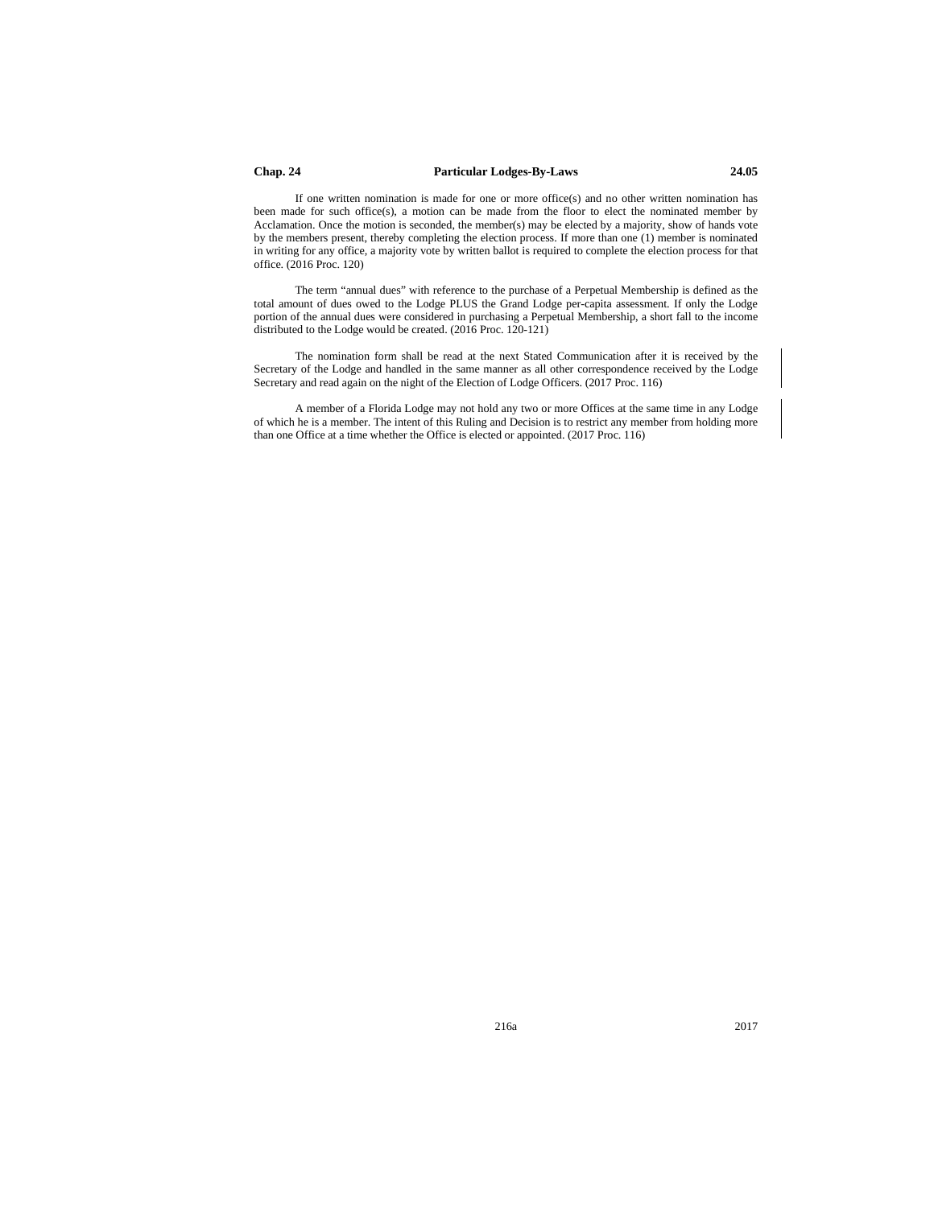If one written nomination is made for one or more office(s) and no other written nomination has been made for such office(s), a motion can be made from the floor to elect the nominated member by Acclamation. Once the motion is seconded, the member(s) may be elected by a majority, show of hands vote by the members present, thereby completing the election process. If more than one (1) member is nominated in writing for any office, a majority vote by written ballot is required to complete the election process for that office. (2016 Proc. 120)

The term "annual dues" with reference to the purchase of a Perpetual Membership is defined as the total amount of dues owed to the Lodge PLUS the Grand Lodge per-capita assessment. If only the Lodge portion of the annual dues were considered in purchasing a Perpetual Membership, a short fall to the income distributed to the Lodge would be created. (2016 Proc. 120-121)

The nomination form shall be read at the next Stated Communication after it is received by the Secretary of the Lodge and handled in the same manner as all other correspondence received by the Lodge Secretary and read again on the night of the Election of Lodge Officers. (2017 Proc. 116)

A member of a Florida Lodge may not hold any two or more Offices at the same time in any Lodge of which he is a member. The intent of this Ruling and Decision is to restrict any member from holding more than one Office at a time whether the Office is elected or appointed. (2017 Proc. 116)